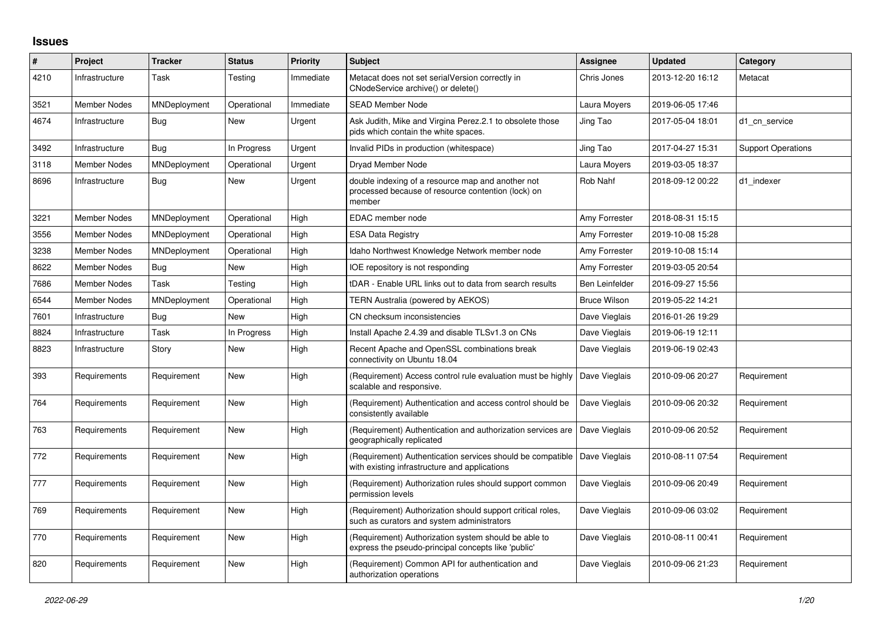# Issues

| # | Project | Tracker | Status | Priority | Subject | Assignee | Updated | Category |
|---|---|---|---|---|---|---|---|---|
| 4210 | Infrastructure | Task | Testing | Immediate | Metacat does not set serialVersion correctly in CNodeService archive() or delete() | Chris Jones | 2013-12-20 16:12 | Metacat |
| 3521 | Member Nodes | MNDeployment | Operational | Immediate | SEAD Member Node | Laura Moyers | 2019-06-05 17:46 | |
| 4674 | Infrastructure | Bug | New | Urgent | Ask Judith, Mike and Virgina Perez.2.1 to obsolete those pids which contain the white spaces. | Jing Tao | 2017-05-04 18:01 | d1_cn_service |
| 3492 | Infrastructure | Bug | In Progress | Urgent | Invalid PIDs in production (whitespace) | Jing Tao | 2017-04-27 15:31 | Support Operations |
| 3118 | Member Nodes | MNDeployment | Operational | Urgent | Dryad Member Node | Laura Moyers | 2019-03-05 18:37 | |
| 8696 | Infrastructure | Bug | New | Urgent | double indexing of a resource map and another not processed because of resource contention (lock) on member | Rob Nahf | 2018-09-12 00:22 | d1_indexer |
| 3221 | Member Nodes | MNDeployment | Operational | High | EDAC member node | Amy Forrester | 2018-08-31 15:15 | |
| 3556 | Member Nodes | MNDeployment | Operational | High | ESA Data Registry | Amy Forrester | 2019-10-08 15:28 | |
| 3238 | Member Nodes | MNDeployment | Operational | High | Idaho Northwest Knowledge Network member node | Amy Forrester | 2019-10-08 15:14 | |
| 8622 | Member Nodes | Bug | New | High | IOE repository is not responding | Amy Forrester | 2019-03-05 20:54 | |
| 7686 | Member Nodes | Task | Testing | High | tDAR - Enable URL links out to data from search results | Ben Leinfelder | 2016-09-27 15:56 | |
| 6544 | Member Nodes | MNDeployment | Operational | High | TERN Australia (powered by AEKOS) | Bruce Wilson | 2019-05-22 14:21 | |
| 7601 | Infrastructure | Bug | New | High | CN checksum inconsistencies | Dave Vieglais | 2016-01-26 19:29 | |
| 8824 | Infrastructure | Task | In Progress | High | Install Apache 2.4.39 and disable TLSv1.3 on CNs | Dave Vieglais | 2019-06-19 12:11 | |
| 8823 | Infrastructure | Story | New | High | Recent Apache and OpenSSL combinations break connectivity on Ubuntu 18.04 | Dave Vieglais | 2019-06-19 02:43 | |
| 393 | Requirements | Requirement | New | High | (Requirement) Access control rule evaluation must be highly scalable and responsive. | Dave Vieglais | 2010-09-06 20:27 | Requirement |
| 764 | Requirements | Requirement | New | High | (Requirement) Authentication and access control should be consistently available | Dave Vieglais | 2010-09-06 20:32 | Requirement |
| 763 | Requirements | Requirement | New | High | (Requirement) Authentication and authorization services are geographically replicated | Dave Vieglais | 2010-09-06 20:52 | Requirement |
| 772 | Requirements | Requirement | New | High | (Requirement) Authentication services should be compatible with existing infrastructure and applications | Dave Vieglais | 2010-08-11 07:54 | Requirement |
| 777 | Requirements | Requirement | New | High | (Requirement) Authorization rules should support common permission levels | Dave Vieglais | 2010-09-06 20:49 | Requirement |
| 769 | Requirements | Requirement | New | High | (Requirement) Authorization should support critical roles, such as curators and system administrators | Dave Vieglais | 2010-09-06 03:02 | Requirement |
| 770 | Requirements | Requirement | New | High | (Requirement) Authorization system should be able to express the pseudo-principal concepts like 'public' | Dave Vieglais | 2010-08-11 00:41 | Requirement |
| 820 | Requirements | Requirement | New | High | (Requirement) Common API for authentication and authorization operations | Dave Vieglais | 2010-09-06 21:23 | Requirement |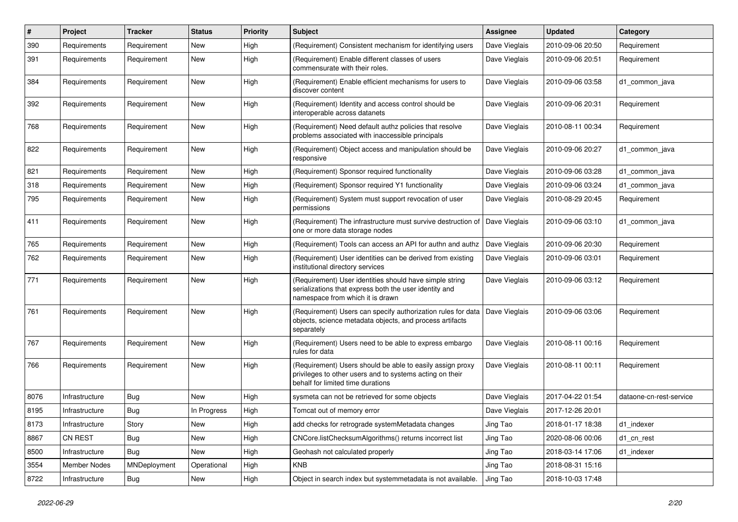| # | Project | Tracker | Status | Priority | Subject | Assignee | Updated | Category |
|---|---|---|---|---|---|---|---|---|
| 390 | Requirements | Requirement | New | High | (Requirement) Consistent mechanism for identifying users | Dave Vieglais | 2010-09-06 20:50 | Requirement |
| 391 | Requirements | Requirement | New | High | (Requirement) Enable different classes of users commensurate with their roles. | Dave Vieglais | 2010-09-06 20:51 | Requirement |
| 384 | Requirements | Requirement | New | High | (Requirement) Enable efficient mechanisms for users to discover content | Dave Vieglais | 2010-09-06 03:58 | d1_common_java |
| 392 | Requirements | Requirement | New | High | (Requirement) Identity and access control should be interoperable across datanets | Dave Vieglais | 2010-09-06 20:31 | Requirement |
| 768 | Requirements | Requirement | New | High | (Requirement) Need default authz policies that resolve problems associated with inaccessible principals | Dave Vieglais | 2010-08-11 00:34 | Requirement |
| 822 | Requirements | Requirement | New | High | (Requirement) Object access and manipulation should be responsive | Dave Vieglais | 2010-09-06 20:27 | d1_common_java |
| 821 | Requirements | Requirement | New | High | (Requirement) Sponsor required functionality | Dave Vieglais | 2010-09-06 03:28 | d1_common_java |
| 318 | Requirements | Requirement | New | High | (Requirement) Sponsor required Y1 functionality | Dave Vieglais | 2010-09-06 03:24 | d1_common_java |
| 795 | Requirements | Requirement | New | High | (Requirement) System must support revocation of user permissions | Dave Vieglais | 2010-08-29 20:45 | Requirement |
| 411 | Requirements | Requirement | New | High | (Requirement) The infrastructure must survive destruction of one or more data storage nodes | Dave Vieglais | 2010-09-06 03:10 | d1_common_java |
| 765 | Requirements | Requirement | New | High | (Requirement) Tools can access an API for authn and authz | Dave Vieglais | 2010-09-06 20:30 | Requirement |
| 762 | Requirements | Requirement | New | High | (Requirement) User identities can be derived from existing institutional directory services | Dave Vieglais | 2010-09-06 03:01 | Requirement |
| 771 | Requirements | Requirement | New | High | (Requirement) User identities should have simple string serializations that express both the user identity and namespace from which it is drawn | Dave Vieglais | 2010-09-06 03:12 | Requirement |
| 761 | Requirements | Requirement | New | High | (Requirement) Users can specify authorization rules for data objects, science metadata objects, and process artifacts separately | Dave Vieglais | 2010-09-06 03:06 | Requirement |
| 767 | Requirements | Requirement | New | High | (Requirement) Users need to be able to express embargo rules for data | Dave Vieglais | 2010-08-11 00:16 | Requirement |
| 766 | Requirements | Requirement | New | High | (Requirement) Users should be able to easily assign proxy privileges to other users and to systems acting on their behalf for limited time durations | Dave Vieglais | 2010-08-11 00:11 | Requirement |
| 8076 | Infrastructure | Bug | New | High | sysmeta can not be retrieved for some objects | Dave Vieglais | 2017-04-22 01:54 | dataone-cn-rest-service |
| 8195 | Infrastructure | Bug | In Progress | High | Tomcat out of memory error | Dave Vieglais | 2017-12-26 20:01 | |
| 8173 | Infrastructure | Story | New | High | add checks for retrograde systemMetadata changes | Jing Tao | 2018-01-17 18:38 | d1_indexer |
| 8867 | CN REST | Bug | New | High | CNCore.listChecksumAlgorithms() returns incorrect list | Jing Tao | 2020-08-06 00:06 | d1_cn_rest |
| 8500 | Infrastructure | Bug | New | High | Geohash not calculated properly | Jing Tao | 2018-03-14 17:06 | d1_indexer |
| 3554 | Member Nodes | MNDeployment | Operational | High | KNB | Jing Tao | 2018-08-31 15:16 | |
| 8722 | Infrastructure | Bug | New | High | Object in search index but systemmetadata is not available. | Jing Tao | 2018-10-03 17:48 | |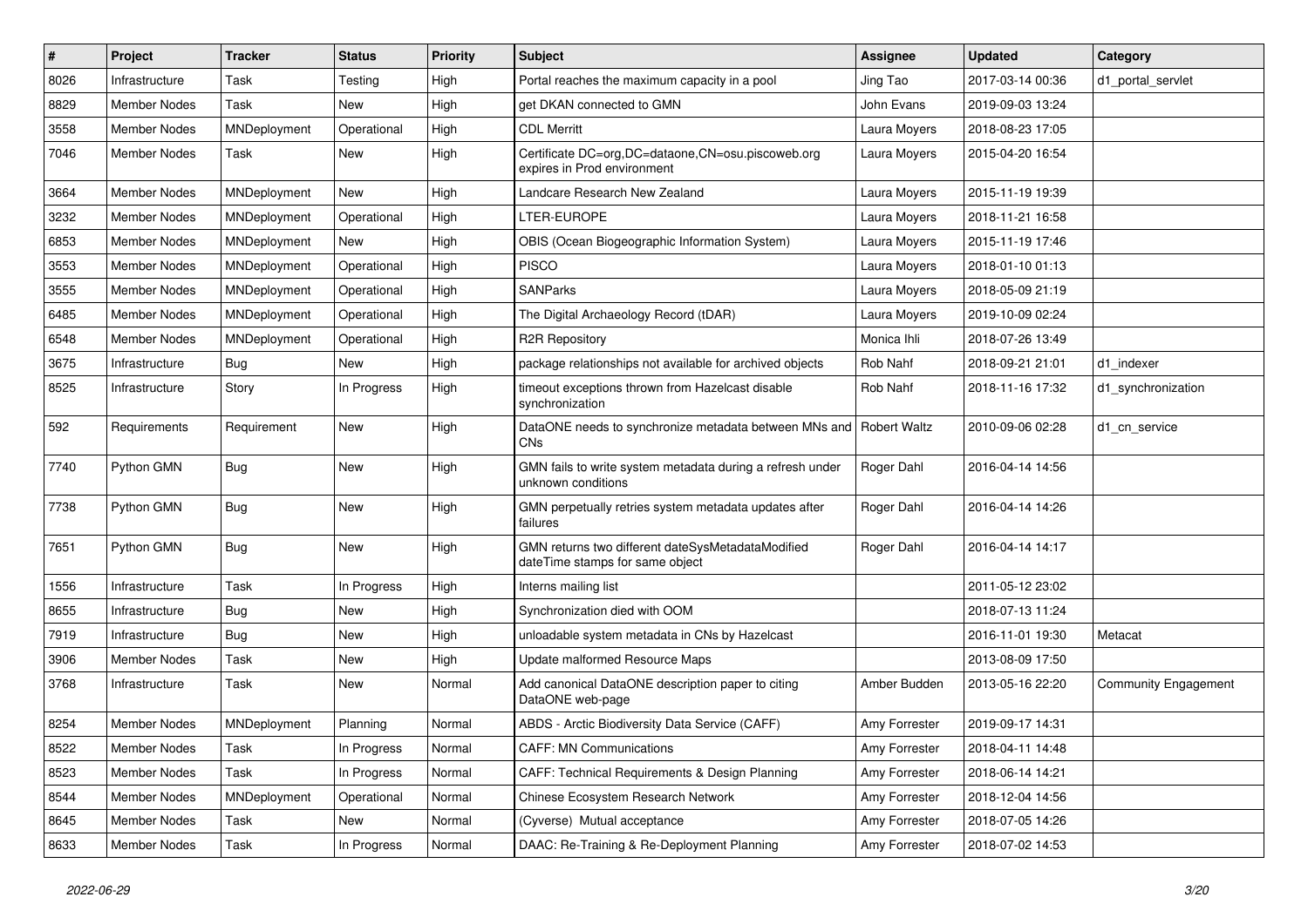| # | Project | Tracker | Status | Priority | Subject | Assignee | Updated | Category |
|---|---|---|---|---|---|---|---|---|
| 8026 | Infrastructure | Task | Testing | High | Portal reaches the maximum capacity in a pool | Jing Tao | 2017-03-14 00:36 | d1_portal_servlet |
| 8829 | Member Nodes | Task | New | High | get DKAN connected to GMN | John Evans | 2019-09-03 13:24 | |
| 3558 | Member Nodes | MNDeployment | Operational | High | CDL Merritt | Laura Moyers | 2018-08-23 17:05 | |
| 7046 | Member Nodes | Task | New | High | Certificate DC=org,DC=dataone,CN=osu.piscoweb.org expires in Prod environment | Laura Moyers | 2015-04-20 16:54 | |
| 3664 | Member Nodes | MNDeployment | New | High | Landcare Research New Zealand | Laura Moyers | 2015-11-19 19:39 | |
| 3232 | Member Nodes | MNDeployment | Operational | High | LTER-EUROPE | Laura Moyers | 2018-11-21 16:58 | |
| 6853 | Member Nodes | MNDeployment | New | High | OBIS (Ocean Biogeographic Information System) | Laura Moyers | 2015-11-19 17:46 | |
| 3553 | Member Nodes | MNDeployment | Operational | High | PISCO | Laura Moyers | 2018-01-10 01:13 | |
| 3555 | Member Nodes | MNDeployment | Operational | High | SANParks | Laura Moyers | 2018-05-09 21:19 | |
| 6485 | Member Nodes | MNDeployment | Operational | High | The Digital Archaeology Record (tDAR) | Laura Moyers | 2019-10-09 02:24 | |
| 6548 | Member Nodes | MNDeployment | Operational | High | R2R Repository | Monica Ihli | 2018-07-26 13:49 | |
| 3675 | Infrastructure | Bug | New | High | package relationships not available for archived objects | Rob Nahf | 2018-09-21 21:01 | d1_indexer |
| 8525 | Infrastructure | Story | In Progress | High | timeout exceptions thrown from Hazelcast disable synchronization | Rob Nahf | 2018-11-16 17:32 | d1_synchronization |
| 592 | Requirements | Requirement | New | High | DataONE needs to synchronize metadata between MNs and CNs | Robert Waltz | 2010-09-06 02:28 | d1_cn_service |
| 7740 | Python GMN | Bug | New | High | GMN fails to write system metadata during a refresh under unknown conditions | Roger Dahl | 2016-04-14 14:56 | |
| 7738 | Python GMN | Bug | New | High | GMN perpetually retries system metadata updates after failures | Roger Dahl | 2016-04-14 14:26 | |
| 7651 | Python GMN | Bug | New | High | GMN returns two different dateSysMetadataModified dateTime stamps for same object | Roger Dahl | 2016-04-14 14:17 | |
| 1556 | Infrastructure | Task | In Progress | High | Interns mailing list | | 2011-05-12 23:02 | |
| 8655 | Infrastructure | Bug | New | High | Synchronization died with OOM | | 2018-07-13 11:24 | |
| 7919 | Infrastructure | Bug | New | High | unloadable system metadata in CNs by Hazelcast | | 2016-11-01 19:30 | Metacat |
| 3906 | Member Nodes | Task | New | High | Update malformed Resource Maps | | 2013-08-09 17:50 | |
| 3768 | Infrastructure | Task | New | Normal | Add canonical DataONE description paper to citing DataONE web-page | Amber Budden | 2013-05-16 22:20 | Community Engagement |
| 8254 | Member Nodes | MNDeployment | Planning | Normal | ABDS - Arctic Biodiversity Data Service (CAFF) | Amy Forrester | 2019-09-17 14:31 | |
| 8522 | Member Nodes | Task | In Progress | Normal | CAFF: MN Communications | Amy Forrester | 2018-04-11 14:48 | |
| 8523 | Member Nodes | Task | In Progress | Normal | CAFF: Technical Requirements & Design Planning | Amy Forrester | 2018-06-14 14:21 | |
| 8544 | Member Nodes | MNDeployment | Operational | Normal | Chinese Ecosystem Research Network | Amy Forrester | 2018-12-04 14:56 | |
| 8645 | Member Nodes | Task | New | Normal | (Cyverse) Mutual acceptance | Amy Forrester | 2018-07-05 14:26 | |
| 8633 | Member Nodes | Task | In Progress | Normal | DAAC: Re-Training & Re-Deployment Planning | Amy Forrester | 2018-07-02 14:53 | |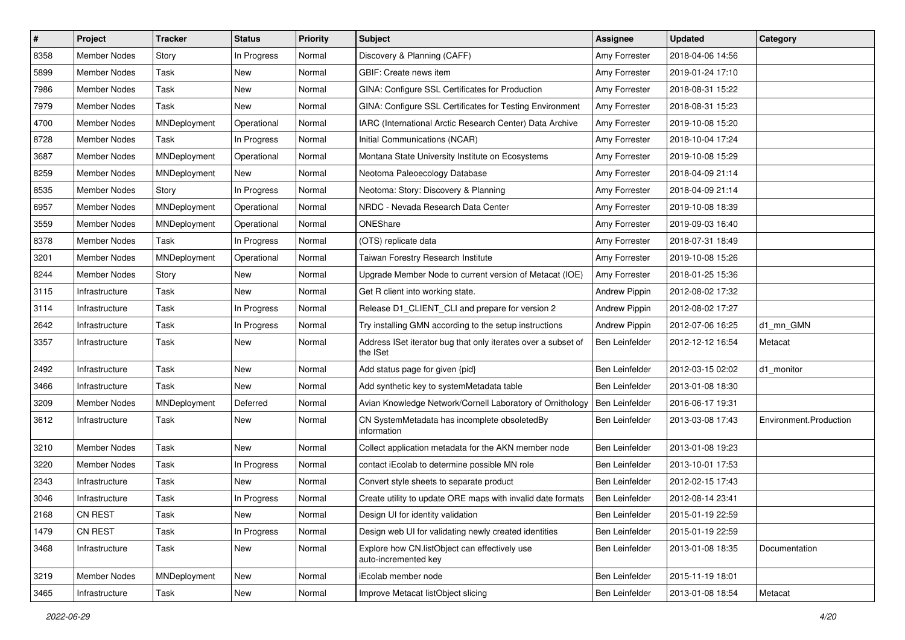| # | Project | Tracker | Status | Priority | Subject | Assignee | Updated | Category |
|---|---|---|---|---|---|---|---|---|
| 8358 | Member Nodes | Story | In Progress | Normal | Discovery & Planning (CAFF) | Amy Forrester | 2018-04-06 14:56 | |
| 5899 | Member Nodes | Task | New | Normal | GBIF: Create news item | Amy Forrester | 2019-01-24 17:10 | |
| 7986 | Member Nodes | Task | New | Normal | GINA: Configure SSL Certificates for Production | Amy Forrester | 2018-08-31 15:22 | |
| 7979 | Member Nodes | Task | New | Normal | GINA: Configure SSL Certificates for Testing Environment | Amy Forrester | 2018-08-31 15:23 | |
| 4700 | Member Nodes | MNDeployment | Operational | Normal | IARC (International Arctic Research Center) Data Archive | Amy Forrester | 2019-10-08 15:20 | |
| 8728 | Member Nodes | Task | In Progress | Normal | Initial Communications (NCAR) | Amy Forrester | 2018-10-04 17:24 | |
| 3687 | Member Nodes | MNDeployment | Operational | Normal | Montana State University Institute on Ecosystems | Amy Forrester | 2019-10-08 15:29 | |
| 8259 | Member Nodes | MNDeployment | New | Normal | Neotoma Paleoecology Database | Amy Forrester | 2018-04-09 21:14 | |
| 8535 | Member Nodes | Story | In Progress | Normal | Neotoma: Story: Discovery & Planning | Amy Forrester | 2018-04-09 21:14 | |
| 6957 | Member Nodes | MNDeployment | Operational | Normal | NRDC - Nevada Research Data Center | Amy Forrester | 2019-10-08 18:39 | |
| 3559 | Member Nodes | MNDeployment | Operational | Normal | ONEShare | Amy Forrester | 2019-09-03 16:40 | |
| 8378 | Member Nodes | Task | In Progress | Normal | (OTS) replicate data | Amy Forrester | 2018-07-31 18:49 | |
| 3201 | Member Nodes | MNDeployment | Operational | Normal | Taiwan Forestry Research Institute | Amy Forrester | 2019-10-08 15:26 | |
| 8244 | Member Nodes | Story | New | Normal | Upgrade Member Node to current version of Metacat (IOE) | Amy Forrester | 2018-01-25 15:36 | |
| 3115 | Infrastructure | Task | New | Normal | Get R client into working state. | Andrew Pippin | 2012-08-02 17:32 | |
| 3114 | Infrastructure | Task | In Progress | Normal | Release D1_CLIENT_CLI and prepare for version 2 | Andrew Pippin | 2012-08-02 17:27 | |
| 2642 | Infrastructure | Task | In Progress | Normal | Try installing GMN according to the setup instructions | Andrew Pippin | 2012-07-06 16:25 | d1_mn_GMN |
| 3357 | Infrastructure | Task | New | Normal | Address ISet iterator bug that only iterates over a subset of the ISet | Ben Leinfelder | 2012-12-12 16:54 | Metacat |
| 2492 | Infrastructure | Task | New | Normal | Add status page for given {pid} | Ben Leinfelder | 2012-03-15 02:02 | d1_monitor |
| 3466 | Infrastructure | Task | New | Normal | Add synthetic key to systemMetadata table | Ben Leinfelder | 2013-01-08 18:30 | |
| 3209 | Member Nodes | MNDeployment | Deferred | Normal | Avian Knowledge Network/Cornell Laboratory of Ornithology | Ben Leinfelder | 2016-06-17 19:31 | |
| 3612 | Infrastructure | Task | New | Normal | CN SystemMetadata has incomplete obsoletedBy information | Ben Leinfelder | 2013-03-08 17:43 | Environment.Production |
| 3210 | Member Nodes | Task | New | Normal | Collect application metadata for the AKN member node | Ben Leinfelder | 2013-01-08 19:23 | |
| 3220 | Member Nodes | Task | In Progress | Normal | contact iEcolab to determine possible MN role | Ben Leinfelder | 2013-10-01 17:53 | |
| 2343 | Infrastructure | Task | New | Normal | Convert style sheets to separate product | Ben Leinfelder | 2012-02-15 17:43 | |
| 3046 | Infrastructure | Task | In Progress | Normal | Create utility to update ORE maps with invalid date formats | Ben Leinfelder | 2012-08-14 23:41 | |
| 2168 | CN REST | Task | New | Normal | Design UI for identity validation | Ben Leinfelder | 2015-01-19 22:59 | |
| 1479 | CN REST | Task | In Progress | Normal | Design web UI for validating newly created identities | Ben Leinfelder | 2015-01-19 22:59 | |
| 3468 | Infrastructure | Task | New | Normal | Explore how CN.listObject can effectively use auto-incremented key | Ben Leinfelder | 2013-01-08 18:35 | Documentation |
| 3219 | Member Nodes | MNDeployment | New | Normal | iEcolab member node | Ben Leinfelder | 2015-11-19 18:01 | |
| 3465 | Infrastructure | Task | New | Normal | Improve Metacat listObject slicing | Ben Leinfelder | 2013-01-08 18:54 | Metacat |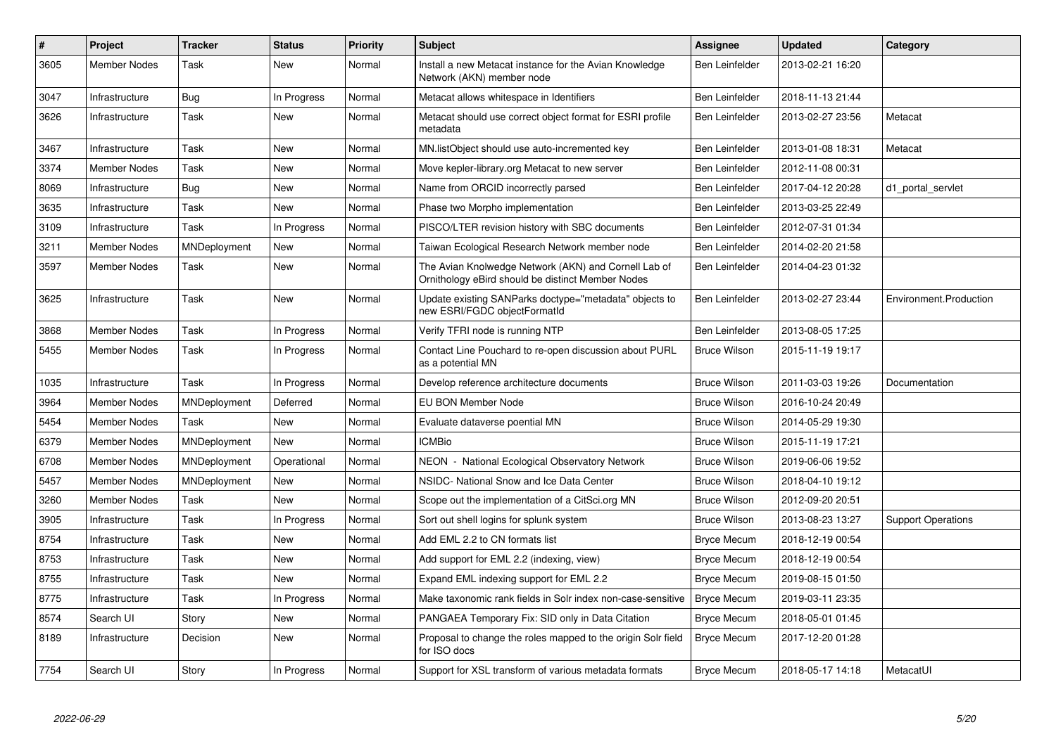| # | Project | Tracker | Status | Priority | Subject | Assignee | Updated | Category |
|---|---|---|---|---|---|---|---|---|
| 3605 | Member Nodes | Task | New | Normal | Install a new Metacat instance for the Avian Knowledge Network (AKN) member node | Ben Leinfelder | 2013-02-21 16:20 | |
| 3047 | Infrastructure | Bug | In Progress | Normal | Metacat allows whitespace in Identifiers | Ben Leinfelder | 2018-11-13 21:44 | |
| 3626 | Infrastructure | Task | New | Normal | Metacat should use correct object format for ESRI profile metadata | Ben Leinfelder | 2013-02-27 23:56 | Metacat |
| 3467 | Infrastructure | Task | New | Normal | MN.listObject should use auto-incremented key | Ben Leinfelder | 2013-01-08 18:31 | Metacat |
| 3374 | Member Nodes | Task | New | Normal | Move kepler-library.org Metacat to new server | Ben Leinfelder | 2012-11-08 00:31 | |
| 8069 | Infrastructure | Bug | New | Normal | Name from ORCID incorrectly parsed | Ben Leinfelder | 2017-04-12 20:28 | d1_portal_servlet |
| 3635 | Infrastructure | Task | New | Normal | Phase two Morpho implementation | Ben Leinfelder | 2013-03-25 22:49 | |
| 3109 | Infrastructure | Task | In Progress | Normal | PISCO/LTER revision history with SBC documents | Ben Leinfelder | 2012-07-31 01:34 | |
| 3211 | Member Nodes | MNDeployment | New | Normal | Taiwan Ecological Research Network member node | Ben Leinfelder | 2014-02-20 21:58 | |
| 3597 | Member Nodes | Task | New | Normal | The Avian Knolwedge Network (AKN) and Cornell Lab of Ornithology eBird should be distinct Member Nodes | Ben Leinfelder | 2014-04-23 01:32 | |
| 3625 | Infrastructure | Task | New | Normal | Update existing SANParks doctype="metadata" objects to new ESRI/FGDC objectFormatId | Ben Leinfelder | 2013-02-27 23:44 | Environment.Production |
| 3868 | Member Nodes | Task | In Progress | Normal | Verify TFRI node is running NTP | Ben Leinfelder | 2013-08-05 17:25 | |
| 5455 | Member Nodes | Task | In Progress | Normal | Contact Line Pouchard to re-open discussion about PURL as a potential MN | Bruce Wilson | 2015-11-19 19:17 | |
| 1035 | Infrastructure | Task | In Progress | Normal | Develop reference architecture documents | Bruce Wilson | 2011-03-03 19:26 | Documentation |
| 3964 | Member Nodes | MNDeployment | Deferred | Normal | EU BON Member Node | Bruce Wilson | 2016-10-24 20:49 | |
| 5454 | Member Nodes | Task | New | Normal | Evaluate dataverse poential MN | Bruce Wilson | 2014-05-29 19:30 | |
| 6379 | Member Nodes | MNDeployment | New | Normal | ICMBio | Bruce Wilson | 2015-11-19 17:21 | |
| 6708 | Member Nodes | MNDeployment | Operational | Normal | NEON - National Ecological Observatory Network | Bruce Wilson | 2019-06-06 19:52 | |
| 5457 | Member Nodes | MNDeployment | New | Normal | NSIDC- National Snow and Ice Data Center | Bruce Wilson | 2018-04-10 19:12 | |
| 3260 | Member Nodes | Task | New | Normal | Scope out the implementation of a CitSci.org MN | Bruce Wilson | 2012-09-20 20:51 | |
| 3905 | Infrastructure | Task | In Progress | Normal | Sort out shell logins for splunk system | Bruce Wilson | 2013-08-23 13:27 | Support Operations |
| 8754 | Infrastructure | Task | New | Normal | Add EML 2.2 to CN formats list | Bryce Mecum | 2018-12-19 00:54 | |
| 8753 | Infrastructure | Task | New | Normal | Add support for EML 2.2 (indexing, view) | Bryce Mecum | 2018-12-19 00:54 | |
| 8755 | Infrastructure | Task | New | Normal | Expand EML indexing support for EML 2.2 | Bryce Mecum | 2019-08-15 01:50 | |
| 8775 | Infrastructure | Task | In Progress | Normal | Make taxonomic rank fields in Solr index non-case-sensitive | Bryce Mecum | 2019-03-11 23:35 | |
| 8574 | Search UI | Story | New | Normal | PANGAEA Temporary Fix: SID only in Data Citation | Bryce Mecum | 2018-05-01 01:45 | |
| 8189 | Infrastructure | Decision | New | Normal | Proposal to change the roles mapped to the origin Solr field for ISO docs | Bryce Mecum | 2017-12-20 01:28 | |
| 7754 | Search UI | Story | In Progress | Normal | Support for XSL transform of various metadata formats | Bryce Mecum | 2018-05-17 14:18 | MetacatUI |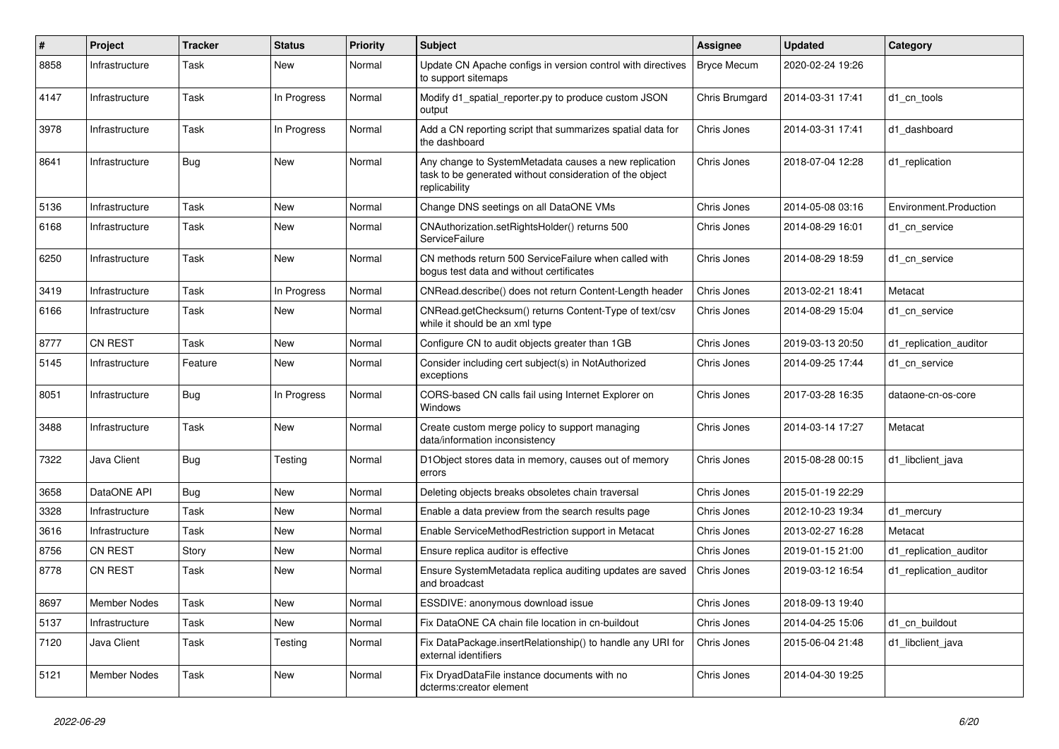| # | Project | Tracker | Status | Priority | Subject | Assignee | Updated | Category |
|---|---|---|---|---|---|---|---|---|
| 8858 | Infrastructure | Task | New | Normal | Update CN Apache configs in version control with directives to support sitemaps | Bryce Mecum | 2020-02-24 19:26 | |
| 4147 | Infrastructure | Task | In Progress | Normal | Modify d1_spatial_reporter.py to produce custom JSON output | Chris Brumgard | 2014-03-31 17:41 | d1_cn_tools |
| 3978 | Infrastructure | Task | In Progress | Normal | Add a CN reporting script that summarizes spatial data for the dashboard | Chris Jones | 2014-03-31 17:41 | d1_dashboard |
| 8641 | Infrastructure | Bug | New | Normal | Any change to SystemMetadata causes a new replication task to be generated without consideration of the object replicability | Chris Jones | 2018-07-04 12:28 | d1_replication |
| 5136 | Infrastructure | Task | New | Normal | Change DNS seetings on all DataONE VMs | Chris Jones | 2014-05-08 03:16 | Environment.Production |
| 6168 | Infrastructure | Task | New | Normal | CNAuthorization.setRightsHolder() returns 500 ServiceFailure | Chris Jones | 2014-08-29 16:01 | d1_cn_service |
| 6250 | Infrastructure | Task | New | Normal | CN methods return 500 ServiceFailure when called with bogus test data and without certificates | Chris Jones | 2014-08-29 18:59 | d1_cn_service |
| 3419 | Infrastructure | Task | In Progress | Normal | CNRead.describe() does not return Content-Length header | Chris Jones | 2013-02-21 18:41 | Metacat |
| 6166 | Infrastructure | Task | New | Normal | CNRead.getChecksum() returns Content-Type of text/csv while it should be an xml type | Chris Jones | 2014-08-29 15:04 | d1_cn_service |
| 8777 | CN REST | Task | New | Normal | Configure CN to audit objects greater than 1GB | Chris Jones | 2019-03-13 20:50 | d1_replication_auditor |
| 5145 | Infrastructure | Feature | New | Normal | Consider including cert subject(s) in NotAuthorized exceptions | Chris Jones | 2014-09-25 17:44 | d1_cn_service |
| 8051 | Infrastructure | Bug | In Progress | Normal | CORS-based CN calls fail using Internet Explorer on Windows | Chris Jones | 2017-03-28 16:35 | dataone-cn-os-core |
| 3488 | Infrastructure | Task | New | Normal | Create custom merge policy to support managing data/information inconsistency | Chris Jones | 2014-03-14 17:27 | Metacat |
| 7322 | Java Client | Bug | Testing | Normal | D1Object stores data in memory, causes out of memory errors | Chris Jones | 2015-08-28 00:15 | d1_libclient_java |
| 3658 | DataONE API | Bug | New | Normal | Deleting objects breaks obsoletes chain traversal | Chris Jones | 2015-01-19 22:29 | |
| 3328 | Infrastructure | Task | New | Normal | Enable a data preview from the search results page | Chris Jones | 2012-10-23 19:34 | d1_mercury |
| 3616 | Infrastructure | Task | New | Normal | Enable ServiceMethodRestriction support in Metacat | Chris Jones | 2013-02-27 16:28 | Metacat |
| 8756 | CN REST | Story | New | Normal | Ensure replica auditor is effective | Chris Jones | 2019-01-15 21:00 | d1_replication_auditor |
| 8778 | CN REST | Task | New | Normal | Ensure SystemMetadata replica auditing updates are saved and broadcast | Chris Jones | 2019-03-12 16:54 | d1_replication_auditor |
| 8697 | Member Nodes | Task | New | Normal | ESSDIVE: anonymous download issue | Chris Jones | 2018-09-13 19:40 | |
| 5137 | Infrastructure | Task | New | Normal | Fix DataONE CA chain file location in cn-buildout | Chris Jones | 2014-04-25 15:06 | d1_cn_buildout |
| 7120 | Java Client | Task | Testing | Normal | Fix DataPackage.insertRelationship() to handle any URI for external identifiers | Chris Jones | 2015-06-04 21:48 | d1_libclient_java |
| 5121 | Member Nodes | Task | New | Normal | Fix DryadDataFile instance documents with no dcterms:creator element | Chris Jones | 2014-04-30 19:25 | |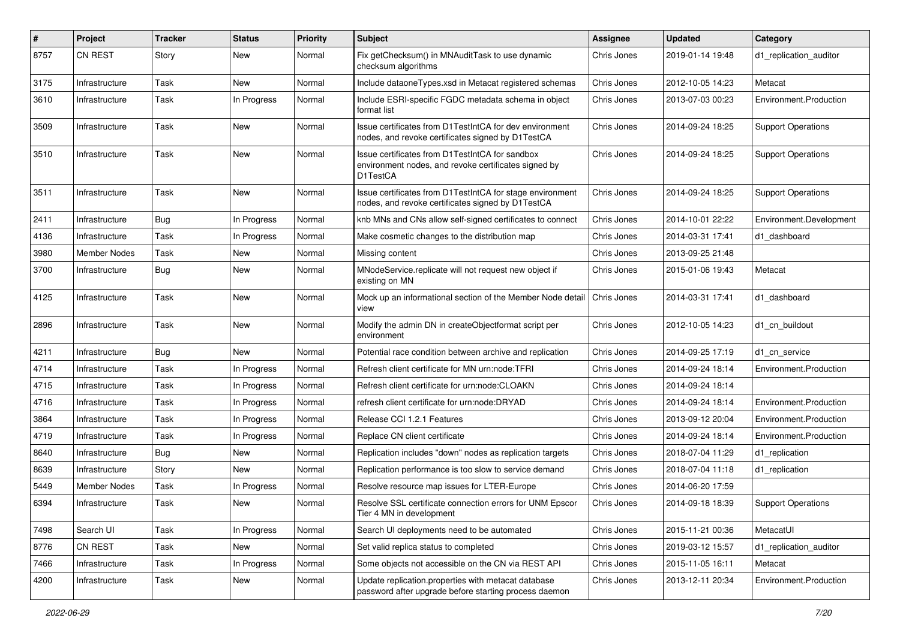| # | Project | Tracker | Status | Priority | Subject | Assignee | Updated | Category |
|---|---|---|---|---|---|---|---|---|
| 8757 | CN REST | Story | New | Normal | Fix getChecksum() in MNAuditTask to use dynamic checksum algorithms | Chris Jones | 2019-01-14 19:48 | d1_replication_auditor |
| 3175 | Infrastructure | Task | New | Normal | Include dataoneTypes.xsd in Metacat registered schemas | Chris Jones | 2012-10-05 14:23 | Metacat |
| 3610 | Infrastructure | Task | In Progress | Normal | Include ESRI-specific FGDC metadata schema in object format list | Chris Jones | 2013-07-03 00:23 | Environment.Production |
| 3509 | Infrastructure | Task | New | Normal | Issue certificates from D1TestIntCA for dev environment nodes, and revoke certificates signed by D1TestCA | Chris Jones | 2014-09-24 18:25 | Support Operations |
| 3510 | Infrastructure | Task | New | Normal | Issue certificates from D1TestIntCA for sandbox environment nodes, and revoke certificates signed by D1TestCA | Chris Jones | 2014-09-24 18:25 | Support Operations |
| 3511 | Infrastructure | Task | New | Normal | Issue certificates from D1TestIntCA for stage environment nodes, and revoke certificates signed by D1TestCA | Chris Jones | 2014-09-24 18:25 | Support Operations |
| 2411 | Infrastructure | Bug | In Progress | Normal | knb MNs and CNs allow self-signed certificates to connect | Chris Jones | 2014-10-01 22:22 | Environment.Development |
| 4136 | Infrastructure | Task | In Progress | Normal | Make cosmetic changes to the distribution map | Chris Jones | 2014-03-31 17:41 | d1_dashboard |
| 3980 | Member Nodes | Task | New | Normal | Missing content | Chris Jones | 2013-09-25 21:48 | |
| 3700 | Infrastructure | Bug | New | Normal | MNodeService.replicate will not request new object if existing on MN | Chris Jones | 2015-01-06 19:43 | Metacat |
| 4125 | Infrastructure | Task | New | Normal | Mock up an informational section of the Member Node detail view | Chris Jones | 2014-03-31 17:41 | d1_dashboard |
| 2896 | Infrastructure | Task | New | Normal | Modify the admin DN in createObjectformat script per environment | Chris Jones | 2012-10-05 14:23 | d1_cn_buildout |
| 4211 | Infrastructure | Bug | New | Normal | Potential race condition between archive and replication | Chris Jones | 2014-09-25 17:19 | d1_cn_service |
| 4714 | Infrastructure | Task | In Progress | Normal | Refresh client certificate for MN urn:node:TFRI | Chris Jones | 2014-09-24 18:14 | Environment.Production |
| 4715 | Infrastructure | Task | In Progress | Normal | Refresh client certificate for urn:node:CLOAKN | Chris Jones | 2014-09-24 18:14 | |
| 4716 | Infrastructure | Task | In Progress | Normal | refresh client certificate for urn:node:DRYAD | Chris Jones | 2014-09-24 18:14 | Environment.Production |
| 3864 | Infrastructure | Task | In Progress | Normal | Release CCI 1.2.1 Features | Chris Jones | 2013-09-12 20:04 | Environment.Production |
| 4719 | Infrastructure | Task | In Progress | Normal | Replace CN client certificate | Chris Jones | 2014-09-24 18:14 | Environment.Production |
| 8640 | Infrastructure | Bug | New | Normal | Replication includes "down" nodes as replication targets | Chris Jones | 2018-07-04 11:29 | d1_replication |
| 8639 | Infrastructure | Story | New | Normal | Replication performance is too slow to service demand | Chris Jones | 2018-07-04 11:18 | d1_replication |
| 5449 | Member Nodes | Task | In Progress | Normal | Resolve resource map issues for LTER-Europe | Chris Jones | 2014-06-20 17:59 | |
| 6394 | Infrastructure | Task | New | Normal | Resolve SSL certificate connection errors for UNM Epscor Tier 4 MN in development | Chris Jones | 2014-09-18 18:39 | Support Operations |
| 7498 | Search UI | Task | In Progress | Normal | Search UI deployments need to be automated | Chris Jones | 2015-11-21 00:36 | MetacatUI |
| 8776 | CN REST | Task | New | Normal | Set valid replica status to completed | Chris Jones | 2019-03-12 15:57 | d1_replication_auditor |
| 7466 | Infrastructure | Task | In Progress | Normal | Some objects not accessible on the CN via REST API | Chris Jones | 2015-11-05 16:11 | Metacat |
| 4200 | Infrastructure | Task | New | Normal | Update replication.properties with metacat database password after upgrade before starting process daemon | Chris Jones | 2013-12-11 20:34 | Environment.Production |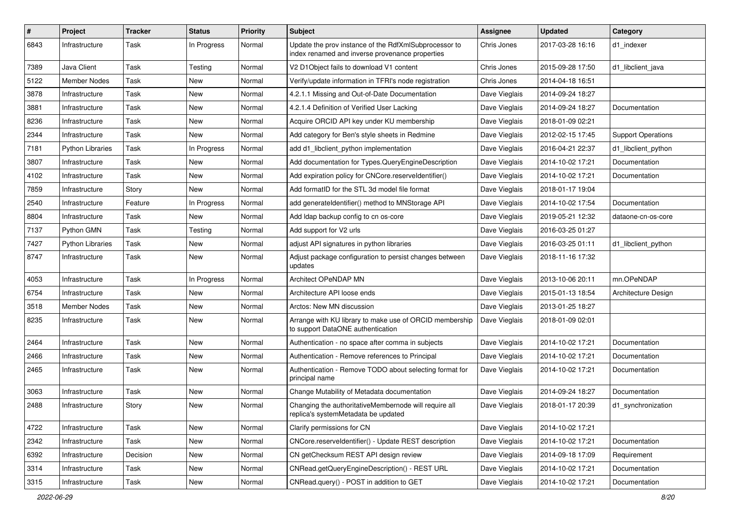| # | Project | Tracker | Status | Priority | Subject | Assignee | Updated | Category |
|---|---|---|---|---|---|---|---|---|
| 6843 | Infrastructure | Task | In Progress | Normal | Update the prov instance of the RdfXmlSubprocessor to index renamed and inverse provenance properties | Chris Jones | 2017-03-28 16:16 | d1_indexer |
| 7389 | Java Client | Task | Testing | Normal | V2 D1Object fails to download V1 content | Chris Jones | 2015-09-28 17:50 | d1_libclient_java |
| 5122 | Member Nodes | Task | New | Normal | Verify/update information in TFRI's node registration | Chris Jones | 2014-04-18 16:51 | |
| 3878 | Infrastructure | Task | New | Normal | 4.2.1.1 Missing and Out-of-Date Documentation | Dave Vieglais | 2014-09-24 18:27 | |
| 3881 | Infrastructure | Task | New | Normal | 4.2.1.4 Definition of Verified User Lacking | Dave Vieglais | 2014-09-24 18:27 | Documentation |
| 8236 | Infrastructure | Task | New | Normal | Acquire ORCID API key under KU membership | Dave Vieglais | 2018-01-09 02:21 | |
| 2344 | Infrastructure | Task | New | Normal | Add category for Ben's style sheets in Redmine | Dave Vieglais | 2012-02-15 17:45 | Support Operations |
| 7181 | Python Libraries | Task | In Progress | Normal | add d1_libclient_python implementation | Dave Vieglais | 2016-04-21 22:37 | d1_libclient_python |
| 3807 | Infrastructure | Task | New | Normal | Add documentation for Types.QueryEngineDescription | Dave Vieglais | 2014-10-02 17:21 | Documentation |
| 4102 | Infrastructure | Task | New | Normal | Add expiration policy for CNCore.reserveIdentifier() | Dave Vieglais | 2014-10-02 17:21 | Documentation |
| 7859 | Infrastructure | Story | New | Normal | Add formatID for the STL 3d model file format | Dave Vieglais | 2018-01-17 19:04 | |
| 2540 | Infrastructure | Feature | In Progress | Normal | add generateIdentifier() method to MNStorage API | Dave Vieglais | 2014-10-02 17:54 | Documentation |
| 8804 | Infrastructure | Task | New | Normal | Add ldap backup config to cn os-core | Dave Vieglais | 2019-05-21 12:32 | dataone-cn-os-core |
| 7137 | Python GMN | Task | Testing | Normal | Add support for V2 urls | Dave Vieglais | 2016-03-25 01:27 | |
| 7427 | Python Libraries | Task | New | Normal | adjust API signatures in python libraries | Dave Vieglais | 2016-03-25 01:11 | d1_libclient_python |
| 8747 | Infrastructure | Task | New | Normal | Adjust package configuration to persist changes between updates | Dave Vieglais | 2018-11-16 17:32 | |
| 4053 | Infrastructure | Task | In Progress | Normal | Architect OPeNDAP MN | Dave Vieglais | 2013-10-06 20:11 | mn.OPeNDAP |
| 6754 | Infrastructure | Task | New | Normal | Architecture API loose ends | Dave Vieglais | 2015-01-13 18:54 | Architecture Design |
| 3518 | Member Nodes | Task | New | Normal | Arctos: New MN discussion | Dave Vieglais | 2013-01-25 18:27 | |
| 8235 | Infrastructure | Task | New | Normal | Arrange with KU library to make use of ORCID membership to support DataONE authentication | Dave Vieglais | 2018-01-09 02:01 | |
| 2464 | Infrastructure | Task | New | Normal | Authentication - no space after comma in subjects | Dave Vieglais | 2014-10-02 17:21 | Documentation |
| 2466 | Infrastructure | Task | New | Normal | Authentication - Remove references to Principal | Dave Vieglais | 2014-10-02 17:21 | Documentation |
| 2465 | Infrastructure | Task | New | Normal | Authentication - Remove TODO about selecting format for principal name | Dave Vieglais | 2014-10-02 17:21 | Documentation |
| 3063 | Infrastructure | Task | New | Normal | Change Mutability of Metadata documentation | Dave Vieglais | 2014-09-24 18:27 | Documentation |
| 2488 | Infrastructure | Story | New | Normal | Changing the authoritativeMembernode will require all replica's systemMetadata be updated | Dave Vieglais | 2018-01-17 20:39 | d1_synchronization |
| 4722 | Infrastructure | Task | New | Normal | Clarify permissions for CN | Dave Vieglais | 2014-10-02 17:21 | |
| 2342 | Infrastructure | Task | New | Normal | CNCore.reserveIdentifier() - Update REST description | Dave Vieglais | 2014-10-02 17:21 | Documentation |
| 6392 | Infrastructure | Decision | New | Normal | CN getChecksum REST API design review | Dave Vieglais | 2014-09-18 17:09 | Requirement |
| 3314 | Infrastructure | Task | New | Normal | CNRead.getQueryEngineDescription() - REST URL | Dave Vieglais | 2014-10-02 17:21 | Documentation |
| 3315 | Infrastructure | Task | New | Normal | CNRead.query() - POST in addition to GET | Dave Vieglais | 2014-10-02 17:21 | Documentation |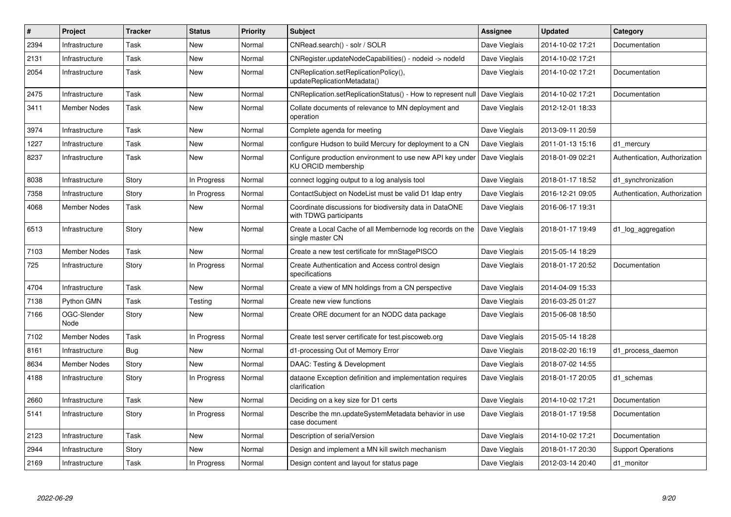| # | Project | Tracker | Status | Priority | Subject | Assignee | Updated | Category |
| --- | --- | --- | --- | --- | --- | --- | --- | --- |
| 2394 | Infrastructure | Task | New | Normal | CNRead.search() - solr / SOLR | Dave Vieglais | 2014-10-02 17:21 | Documentation |
| 2131 | Infrastructure | Task | New | Normal | CNRegister.updateNodeCapabilities() - nodeid -> nodeId | Dave Vieglais | 2014-10-02 17:21 | |
| 2054 | Infrastructure | Task | New | Normal | CNReplication.setReplicationPolicy(), updateReplicationMetadata() | Dave Vieglais | 2014-10-02 17:21 | Documentation |
| 2475 | Infrastructure | Task | New | Normal | CNReplication.setReplicationStatus() - How to represent null | Dave Vieglais | 2014-10-02 17:21 | Documentation |
| 3411 | Member Nodes | Task | New | Normal | Collate documents of relevance to MN deployment and operation | Dave Vieglais | 2012-12-01 18:33 | |
| 3974 | Infrastructure | Task | New | Normal | Complete agenda for meeting | Dave Vieglais | 2013-09-11 20:59 | |
| 1227 | Infrastructure | Task | New | Normal | configure Hudson to build Mercury for deployment to a CN | Dave Vieglais | 2011-01-13 15:16 | d1_mercury |
| 8237 | Infrastructure | Task | New | Normal | Configure production environment to use new API key under KU ORCID membership | Dave Vieglais | 2018-01-09 02:21 | Authentication, Authorization |
| 8038 | Infrastructure | Story | In Progress | Normal | connect logging output to a log analysis tool | Dave Vieglais | 2018-01-17 18:52 | d1_synchronization |
| 7358 | Infrastructure | Story | In Progress | Normal | ContactSubject on NodeList must be valid D1 ldap entry | Dave Vieglais | 2016-12-21 09:05 | Authentication, Authorization |
| 4068 | Member Nodes | Task | New | Normal | Coordinate discussions for biodiversity data in DataONE with TDWG participants | Dave Vieglais | 2016-06-17 19:31 | |
| 6513 | Infrastructure | Story | New | Normal | Create a Local Cache of all Membernode log records on the single master CN | Dave Vieglais | 2018-01-17 19:49 | d1_log_aggregation |
| 7103 | Member Nodes | Task | New | Normal | Create a new test certificate for mnStagePISCO | Dave Vieglais | 2015-05-14 18:29 | |
| 725 | Infrastructure | Story | In Progress | Normal | Create Authentication and Access control design specifications | Dave Vieglais | 2018-01-17 20:52 | Documentation |
| 4704 | Infrastructure | Task | New | Normal | Create a view of MN holdings from a CN perspective | Dave Vieglais | 2014-04-09 15:33 | |
| 7138 | Python GMN | Task | Testing | Normal | Create new view functions | Dave Vieglais | 2016-03-25 01:27 | |
| 7166 | OGC-Slender Node | Story | New | Normal | Create ORE document for an NODC data package | Dave Vieglais | 2015-06-08 18:50 | |
| 7102 | Member Nodes | Task | In Progress | Normal | Create test server certificate for test.piscoweb.org | Dave Vieglais | 2015-05-14 18:28 | |
| 8161 | Infrastructure | Bug | New | Normal | d1-processing Out of Memory Error | Dave Vieglais | 2018-02-20 16:19 | d1_process_daemon |
| 8634 | Member Nodes | Story | New | Normal | DAAC: Testing & Development | Dave Vieglais | 2018-07-02 14:55 | |
| 4188 | Infrastructure | Story | In Progress | Normal | dataone Exception definition and implementation requires clarification | Dave Vieglais | 2018-01-17 20:05 | d1_schemas |
| 2660 | Infrastructure | Task | New | Normal | Deciding on a key size for D1 certs | Dave Vieglais | 2014-10-02 17:21 | Documentation |
| 5141 | Infrastructure | Story | In Progress | Normal | Describe the mn.updateSystemMetadata behavior in use case document | Dave Vieglais | 2018-01-17 19:58 | Documentation |
| 2123 | Infrastructure | Task | New | Normal | Description of serialVersion | Dave Vieglais | 2014-10-02 17:21 | Documentation |
| 2944 | Infrastructure | Story | New | Normal | Design and implement a MN kill switch mechanism | Dave Vieglais | 2018-01-17 20:30 | Support Operations |
| 2169 | Infrastructure | Task | In Progress | Normal | Design content and layout for status page | Dave Vieglais | 2012-03-14 20:40 | d1_monitor |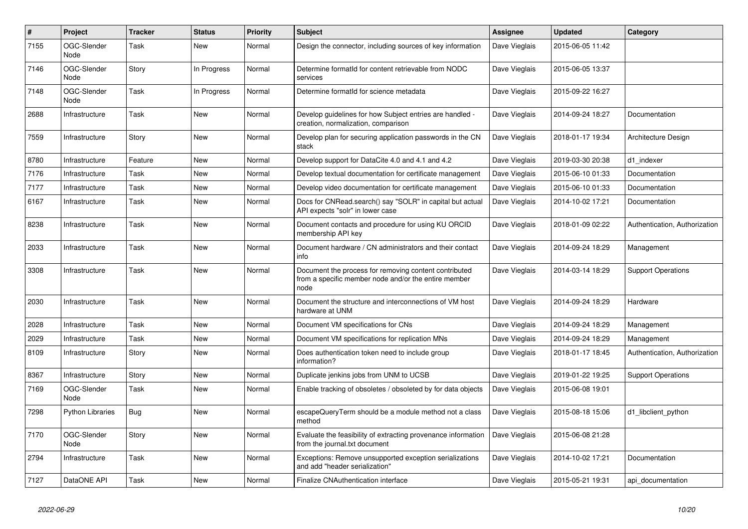| # | Project | Tracker | Status | Priority | Subject | Assignee | Updated | Category |
|---|---|---|---|---|---|---|---|---|
| 7155 | OGC-Slender Node | Task | New | Normal | Design the connector, including sources of key information | Dave Vieglais | 2015-06-05 11:42 | |
| 7146 | OGC-Slender Node | Story | In Progress | Normal | Determine formatId for content retrievable from NODC services | Dave Vieglais | 2015-06-05 13:37 | |
| 7148 | OGC-Slender Node | Task | In Progress | Normal | Determine formatId for science metadata | Dave Vieglais | 2015-09-22 16:27 | |
| 2688 | Infrastructure | Task | New | Normal | Develop guidelines for how Subject entries are handled - creation, normalization, comparison | Dave Vieglais | 2014-09-24 18:27 | Documentation |
| 7559 | Infrastructure | Story | New | Normal | Develop plan for securing application passwords in the CN stack | Dave Vieglais | 2018-01-17 19:34 | Architecture Design |
| 8780 | Infrastructure | Feature | New | Normal | Develop support for DataCite 4.0 and 4.1 and 4.2 | Dave Vieglais | 2019-03-30 20:38 | d1_indexer |
| 7176 | Infrastructure | Task | New | Normal | Develop textual documentation for certificate management | Dave Vieglais | 2015-06-10 01:33 | Documentation |
| 7177 | Infrastructure | Task | New | Normal | Develop video documentation for certificate management | Dave Vieglais | 2015-06-10 01:33 | Documentation |
| 6167 | Infrastructure | Task | New | Normal | Docs for CNRead.search() say "SOLR" in capital but actual API expects "solr" in lower case | Dave Vieglais | 2014-10-02 17:21 | Documentation |
| 8238 | Infrastructure | Task | New | Normal | Document contacts and procedure for using KU ORCID membership API key | Dave Vieglais | 2018-01-09 02:22 | Authentication, Authorization |
| 2033 | Infrastructure | Task | New | Normal | Document hardware / CN administrators and their contact info | Dave Vieglais | 2014-09-24 18:29 | Management |
| 3308 | Infrastructure | Task | New | Normal | Document the process for removing content contributed from a specific member node and/or the entire member node | Dave Vieglais | 2014-03-14 18:29 | Support Operations |
| 2030 | Infrastructure | Task | New | Normal | Document the structure and interconnections of VM host hardware at UNM | Dave Vieglais | 2014-09-24 18:29 | Hardware |
| 2028 | Infrastructure | Task | New | Normal | Document VM specifications for CNs | Dave Vieglais | 2014-09-24 18:29 | Management |
| 2029 | Infrastructure | Task | New | Normal | Document VM specifications for replication MNs | Dave Vieglais | 2014-09-24 18:29 | Management |
| 8109 | Infrastructure | Story | New | Normal | Does authentication token need to include group information? | Dave Vieglais | 2018-01-17 18:45 | Authentication, Authorization |
| 8367 | Infrastructure | Story | New | Normal | Duplicate jenkins jobs from UNM to UCSB | Dave Vieglais | 2019-01-22 19:25 | Support Operations |
| 7169 | OGC-Slender Node | Task | New | Normal | Enable tracking of obsoletes / obsoleted by for data objects | Dave Vieglais | 2015-06-08 19:01 | |
| 7298 | Python Libraries | Bug | New | Normal | escapeQueryTerm should be a module method not a class method | Dave Vieglais | 2015-08-18 15:06 | d1_libclient_python |
| 7170 | OGC-Slender Node | Story | New | Normal | Evaluate the feasibility of extracting provenance information from the journal.txt document | Dave Vieglais | 2015-06-08 21:28 | |
| 2794 | Infrastructure | Task | New | Normal | Exceptions: Remove unsupported exception serializations and add "header serialization" | Dave Vieglais | 2014-10-02 17:21 | Documentation |
| 7127 | DataONE API | Task | New | Normal | Finalize CNAuthentication interface | Dave Vieglais | 2015-05-21 19:31 | api_documentation |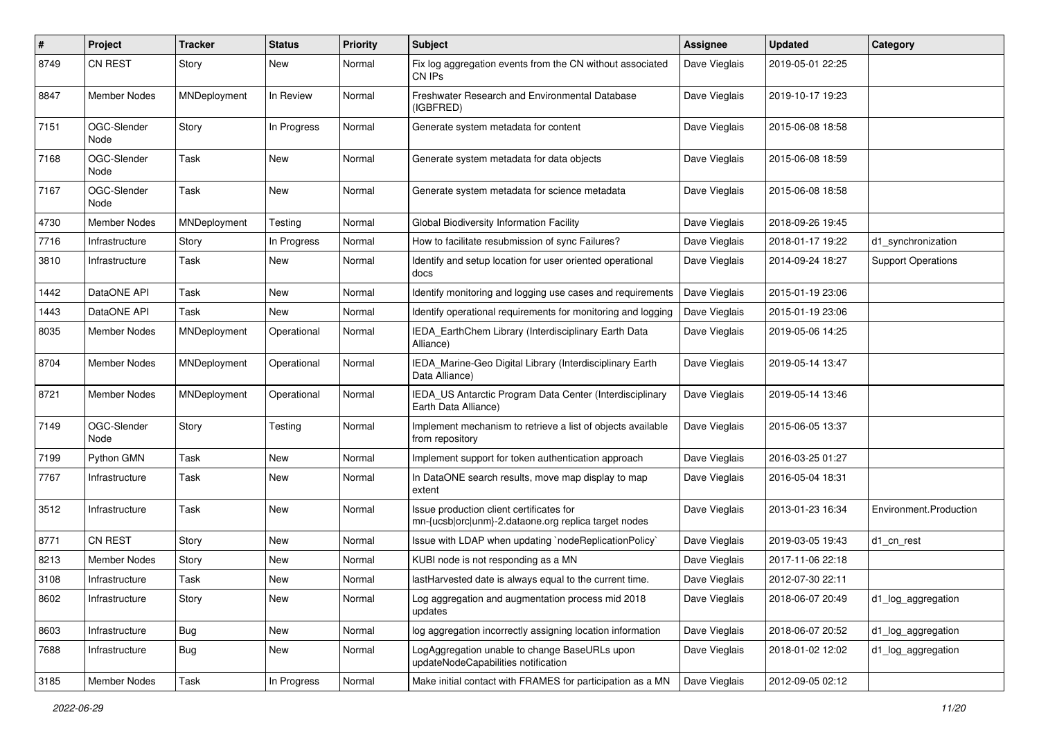| # | Project | Tracker | Status | Priority | Subject | Assignee | Updated | Category |
|---|---|---|---|---|---|---|---|---|
| 8749 | CN REST | Story | New | Normal | Fix log aggregation events from the CN without associated CN IPs | Dave Vieglais | 2019-05-01 22:25 | |
| 8847 | Member Nodes | MNDeployment | In Review | Normal | Freshwater Research and Environmental Database (IGBFRED) | Dave Vieglais | 2019-10-17 19:23 | |
| 7151 | OGC-Slender Node | Story | In Progress | Normal | Generate system metadata for content | Dave Vieglais | 2015-06-08 18:58 | |
| 7168 | OGC-Slender Node | Task | New | Normal | Generate system metadata for data objects | Dave Vieglais | 2015-06-08 18:59 | |
| 7167 | OGC-Slender Node | Task | New | Normal | Generate system metadata for science metadata | Dave Vieglais | 2015-06-08 18:58 | |
| 4730 | Member Nodes | MNDeployment | Testing | Normal | Global Biodiversity Information Facility | Dave Vieglais | 2018-09-26 19:45 | |
| 7716 | Infrastructure | Story | In Progress | Normal | How to facilitate resubmission of sync Failures? | Dave Vieglais | 2018-01-17 19:22 | d1_synchronization |
| 3810 | Infrastructure | Task | New | Normal | Identify and setup location for user oriented operational docs | Dave Vieglais | 2014-09-24 18:27 | Support Operations |
| 1442 | DataONE API | Task | New | Normal | Identify monitoring and logging use cases and requirements | Dave Vieglais | 2015-01-19 23:06 | |
| 1443 | DataONE API | Task | New | Normal | Identify operational requirements for monitoring and logging | Dave Vieglais | 2015-01-19 23:06 | |
| 8035 | Member Nodes | MNDeployment | Operational | Normal | IEDA_EarthChem Library (Interdisciplinary Earth Data Alliance) | Dave Vieglais | 2019-05-06 14:25 | |
| 8704 | Member Nodes | MNDeployment | Operational | Normal | IEDA_Marine-Geo Digital Library (Interdisciplinary Earth Data Alliance) | Dave Vieglais | 2019-05-14 13:47 | |
| 8721 | Member Nodes | MNDeployment | Operational | Normal | IEDA_US Antarctic Program Data Center (Interdisciplinary Earth Data Alliance) | Dave Vieglais | 2019-05-14 13:46 | |
| 7149 | OGC-Slender Node | Story | Testing | Normal | Implement mechanism to retrieve a list of objects available from repository | Dave Vieglais | 2015-06-05 13:37 | |
| 7199 | Python GMN | Task | New | Normal | Implement support for token authentication approach | Dave Vieglais | 2016-03-25 01:27 | |
| 7767 | Infrastructure | Task | New | Normal | In DataONE search results, move map display to map extent | Dave Vieglais | 2016-05-04 18:31 | |
| 3512 | Infrastructure | Task | New | Normal | Issue production client certificates for mn-{ucsb\|orc\|unm}-2.dataone.org replica target nodes | Dave Vieglais | 2013-01-23 16:34 | Environment.Production |
| 8771 | CN REST | Story | New | Normal | Issue with LDAP when updating `nodeReplicationPolicy` | Dave Vieglais | 2019-03-05 19:43 | d1_cn_rest |
| 8213 | Member Nodes | Story | New | Normal | KUBI node is not responding as a MN | Dave Vieglais | 2017-11-06 22:18 | |
| 3108 | Infrastructure | Task | New | Normal | lastHarvested date is always equal to the current time. | Dave Vieglais | 2012-07-30 22:11 | |
| 8602 | Infrastructure | Story | New | Normal | Log aggregation and augmentation process mid 2018 updates | Dave Vieglais | 2018-06-07 20:49 | d1_log_aggregation |
| 8603 | Infrastructure | Bug | New | Normal | log aggregation incorrectly assigning location information | Dave Vieglais | 2018-06-07 20:52 | d1_log_aggregation |
| 7688 | Infrastructure | Bug | New | Normal | LogAggregation unable to change BaseURLs upon updateNodeCapabilities notification | Dave Vieglais | 2018-01-02 12:02 | d1_log_aggregation |
| 3185 | Member Nodes | Task | In Progress | Normal | Make initial contact with FRAMES for participation as a MN | Dave Vieglais | 2012-09-05 02:12 | |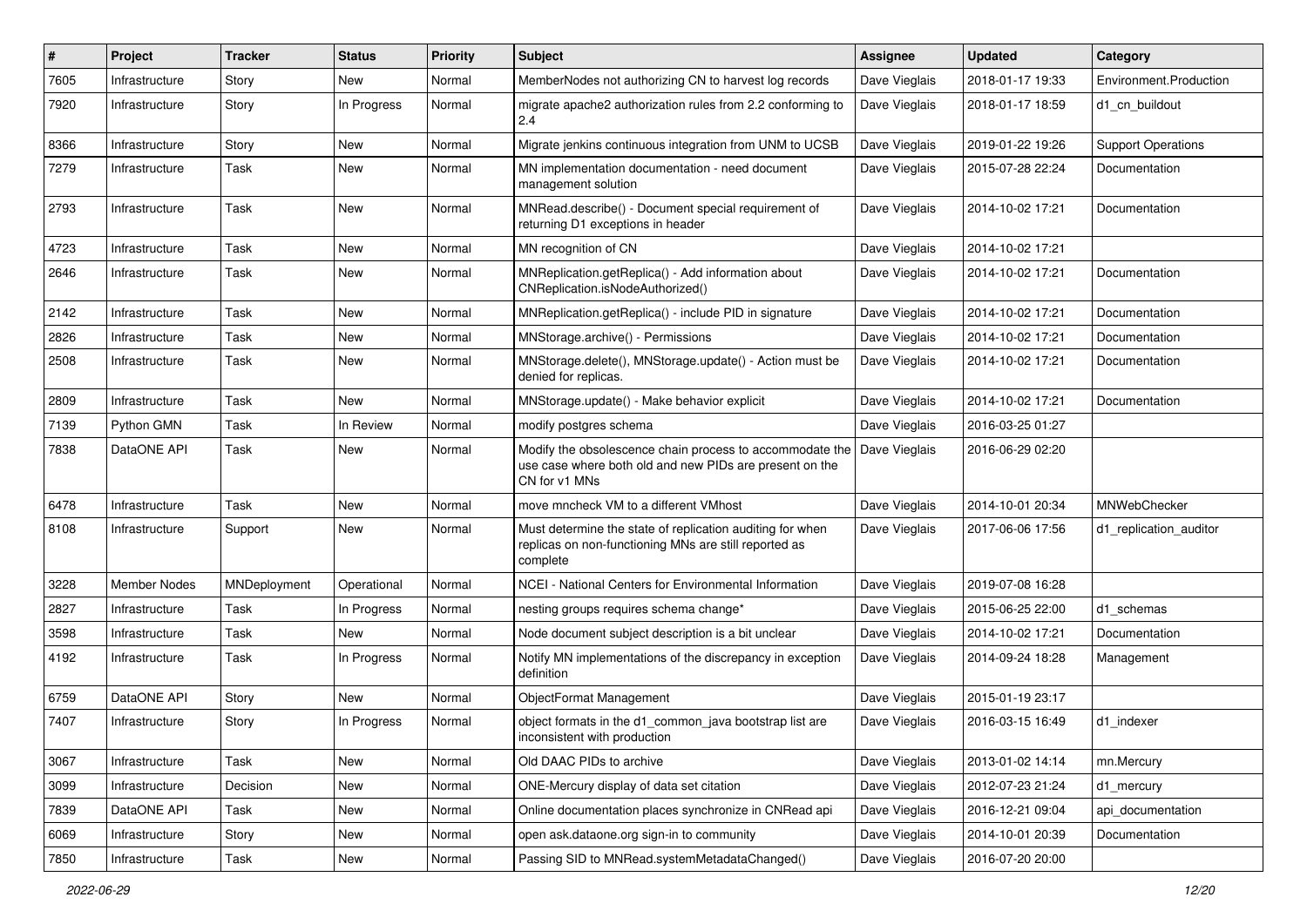| # | Project | Tracker | Status | Priority | Subject | Assignee | Updated | Category |
|---|---|---|---|---|---|---|---|---|
| 7605 | Infrastructure | Story | New | Normal | MemberNodes not authorizing CN to harvest log records | Dave Vieglais | 2018-01-17 19:33 | Environment.Production |
| 7920 | Infrastructure | Story | In Progress | Normal | migrate apache2 authorization rules from 2.2 conforming to 2.4 | Dave Vieglais | 2018-01-17 18:59 | d1_cn_buildout |
| 8366 | Infrastructure | Story | New | Normal | Migrate jenkins continuous integration from UNM to UCSB | Dave Vieglais | 2019-01-22 19:26 | Support Operations |
| 7279 | Infrastructure | Task | New | Normal | MN implementation documentation - need document management solution | Dave Vieglais | 2015-07-28 22:24 | Documentation |
| 2793 | Infrastructure | Task | New | Normal | MNRead.describe() - Document special requirement of returning D1 exceptions in header | Dave Vieglais | 2014-10-02 17:21 | Documentation |
| 4723 | Infrastructure | Task | New | Normal | MN recognition of CN | Dave Vieglais | 2014-10-02 17:21 | |
| 2646 | Infrastructure | Task | New | Normal | MNReplication.getReplica() - Add information about CNReplication.isNodeAuthorized() | Dave Vieglais | 2014-10-02 17:21 | Documentation |
| 2142 | Infrastructure | Task | New | Normal | MNReplication.getReplica() - include PID in signature | Dave Vieglais | 2014-10-02 17:21 | Documentation |
| 2826 | Infrastructure | Task | New | Normal | MNStorage.archive() - Permissions | Dave Vieglais | 2014-10-02 17:21 | Documentation |
| 2508 | Infrastructure | Task | New | Normal | MNStorage.delete(), MNStorage.update() - Action must be denied for replicas. | Dave Vieglais | 2014-10-02 17:21 | Documentation |
| 2809 | Infrastructure | Task | New | Normal | MNStorage.update() - Make behavior explicit | Dave Vieglais | 2014-10-02 17:21 | Documentation |
| 7139 | Python GMN | Task | In Review | Normal | modify postgres schema | Dave Vieglais | 2016-03-25 01:27 | |
| 7838 | DataONE API | Task | New | Normal | Modify the obsolescence chain process to accommodate the use case where both old and new PIDs are present on the CN for v1 MNs | Dave Vieglais | 2016-06-29 02:20 | |
| 6478 | Infrastructure | Task | New | Normal | move mncheck VM to a different VMhost | Dave Vieglais | 2014-10-01 20:34 | MNWebChecker |
| 8108 | Infrastructure | Support | New | Normal | Must determine the state of replication auditing for when replicas on non-functioning MNs are still reported as complete | Dave Vieglais | 2017-06-06 17:56 | d1_replication_auditor |
| 3228 | Member Nodes | MNDeployment | Operational | Normal | NCEI - National Centers for Environmental Information | Dave Vieglais | 2019-07-08 16:28 | |
| 2827 | Infrastructure | Task | In Progress | Normal | nesting groups requires schema change* | Dave Vieglais | 2015-06-25 22:00 | d1_schemas |
| 3598 | Infrastructure | Task | New | Normal | Node document subject description is a bit unclear | Dave Vieglais | 2014-10-02 17:21 | Documentation |
| 4192 | Infrastructure | Task | In Progress | Normal | Notify MN implementations of the discrepancy in exception definition | Dave Vieglais | 2014-09-24 18:28 | Management |
| 6759 | DataONE API | Story | New | Normal | ObjectFormat Management | Dave Vieglais | 2015-01-19 23:17 | |
| 7407 | Infrastructure | Story | In Progress | Normal | object formats in the d1_common_java bootstrap list are inconsistent with production | Dave Vieglais | 2016-03-15 16:49 | d1_indexer |
| 3067 | Infrastructure | Task | New | Normal | Old DAAC PIDs to archive | Dave Vieglais | 2013-01-02 14:14 | mn.Mercury |
| 3099 | Infrastructure | Decision | New | Normal | ONE-Mercury display of data set citation | Dave Vieglais | 2012-07-23 21:24 | d1_mercury |
| 7839 | DataONE API | Task | New | Normal | Online documentation places synchronize in CNRead api | Dave Vieglais | 2016-12-21 09:04 | api_documentation |
| 6069 | Infrastructure | Story | New | Normal | open ask.dataone.org sign-in to community | Dave Vieglais | 2014-10-01 20:39 | Documentation |
| 7850 | Infrastructure | Task | New | Normal | Passing SID to MNRead.systemMetadataChanged() | Dave Vieglais | 2016-07-20 20:00 | |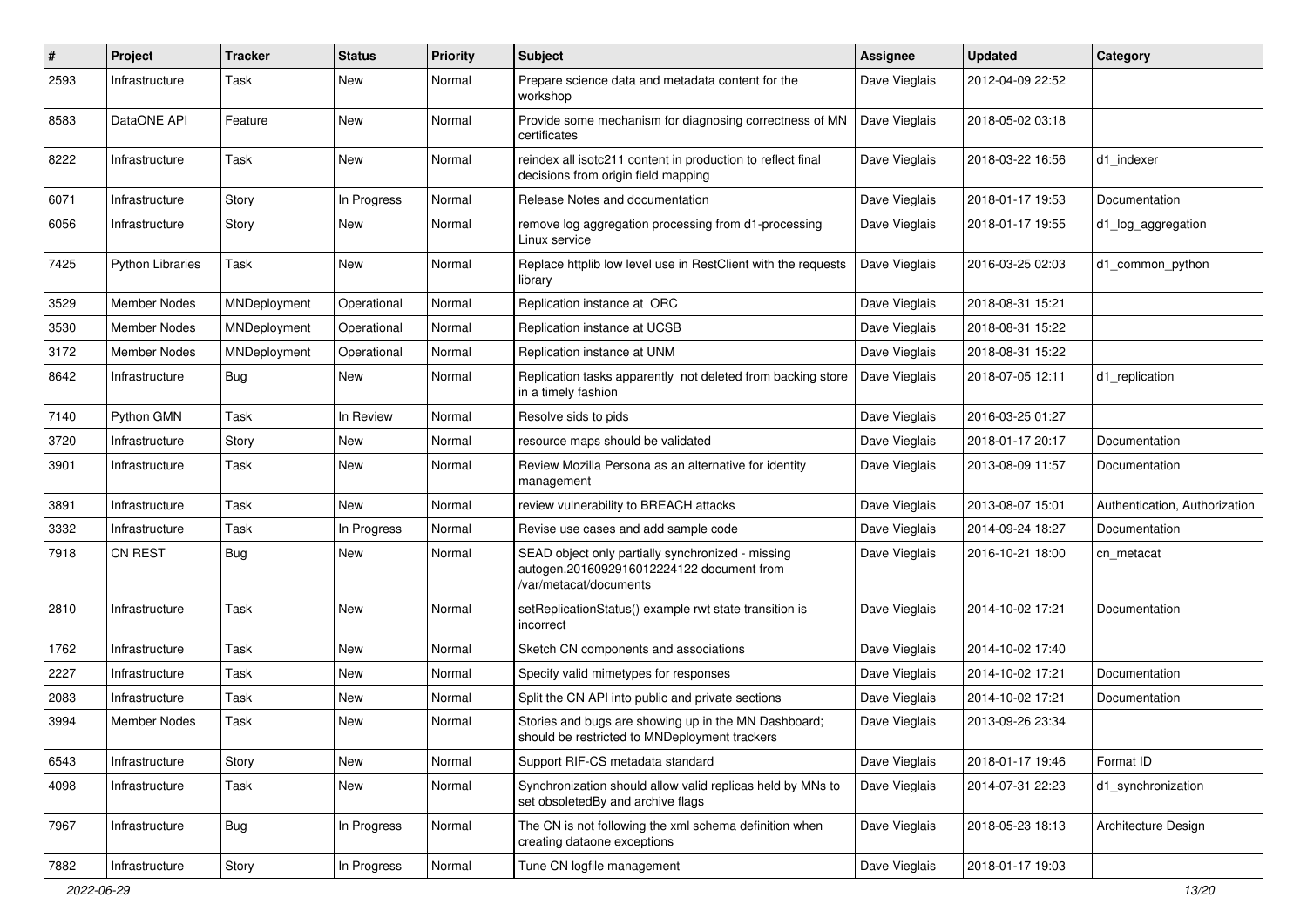| # | Project | Tracker | Status | Priority | Subject | Assignee | Updated | Category |
|---|---|---|---|---|---|---|---|---|
| 2593 | Infrastructure | Task | New | Normal | Prepare science data and metadata content for the workshop | Dave Vieglais | 2012-04-09 22:52 | |
| 8583 | DataONE API | Feature | New | Normal | Provide some mechanism for diagnosing correctness of MN certificates | Dave Vieglais | 2018-05-02 03:18 | |
| 8222 | Infrastructure | Task | New | Normal | reindex all isotc211 content in production to reflect final decisions from origin field mapping | Dave Vieglais | 2018-03-22 16:56 | d1_indexer |
| 6071 | Infrastructure | Story | In Progress | Normal | Release Notes and documentation | Dave Vieglais | 2018-01-17 19:53 | Documentation |
| 6056 | Infrastructure | Story | New | Normal | remove log aggregation processing from d1-processing Linux service | Dave Vieglais | 2018-01-17 19:55 | d1_log_aggregation |
| 7425 | Python Libraries | Task | New | Normal | Replace httplib low level use in RestClient with the requests library | Dave Vieglais | 2016-03-25 02:03 | d1_common_python |
| 3529 | Member Nodes | MNDeployment | Operational | Normal | Replication instance at ORC | Dave Vieglais | 2018-08-31 15:21 | |
| 3530 | Member Nodes | MNDeployment | Operational | Normal | Replication instance at UCSB | Dave Vieglais | 2018-08-31 15:22 | |
| 3172 | Member Nodes | MNDeployment | Operational | Normal | Replication instance at UNM | Dave Vieglais | 2018-08-31 15:22 | |
| 8642 | Infrastructure | Bug | New | Normal | Replication tasks apparently not deleted from backing store in a timely fashion | Dave Vieglais | 2018-07-05 12:11 | d1_replication |
| 7140 | Python GMN | Task | In Review | Normal | Resolve sids to pids | Dave Vieglais | 2016-03-25 01:27 | |
| 3720 | Infrastructure | Story | New | Normal | resource maps should be validated | Dave Vieglais | 2018-01-17 20:17 | Documentation |
| 3901 | Infrastructure | Task | New | Normal | Review Mozilla Persona as an alternative for identity management | Dave Vieglais | 2013-08-09 11:57 | Documentation |
| 3891 | Infrastructure | Task | New | Normal | review vulnerability to BREACH attacks | Dave Vieglais | 2013-08-07 15:01 | Authentication, Authorization |
| 3332 | Infrastructure | Task | In Progress | Normal | Revise use cases and add sample code | Dave Vieglais | 2014-09-24 18:27 | Documentation |
| 7918 | CN REST | Bug | New | Normal | SEAD object only partially synchronized - missing autogen.2016092916012224122 document from /var/metacat/documents | Dave Vieglais | 2016-10-21 18:00 | cn_metacat |
| 2810 | Infrastructure | Task | New | Normal | setReplicationStatus() example rwt state transition is incorrect | Dave Vieglais | 2014-10-02 17:21 | Documentation |
| 1762 | Infrastructure | Task | New | Normal | Sketch CN components and associations | Dave Vieglais | 2014-10-02 17:40 | |
| 2227 | Infrastructure | Task | New | Normal | Specify valid mimetypes for responses | Dave Vieglais | 2014-10-02 17:21 | Documentation |
| 2083 | Infrastructure | Task | New | Normal | Split the CN API into public and private sections | Dave Vieglais | 2014-10-02 17:21 | Documentation |
| 3994 | Member Nodes | Task | New | Normal | Stories and bugs are showing up in the MN Dashboard; should be restricted to MNDeployment trackers | Dave Vieglais | 2013-09-26 23:34 | |
| 6543 | Infrastructure | Story | New | Normal | Support RIF-CS metadata standard | Dave Vieglais | 2018-01-17 19:46 | Format ID |
| 4098 | Infrastructure | Task | New | Normal | Synchronization should allow valid replicas held by MNs to set obsoletedBy and archive flags | Dave Vieglais | 2014-07-31 22:23 | d1_synchronization |
| 7967 | Infrastructure | Bug | In Progress | Normal | The CN is not following the xml schema definition when creating dataone exceptions | Dave Vieglais | 2018-05-23 18:13 | Architecture Design |
| 7882 | Infrastructure | Story | In Progress | Normal | Tune CN logfile management | Dave Vieglais | 2018-01-17 19:03 | |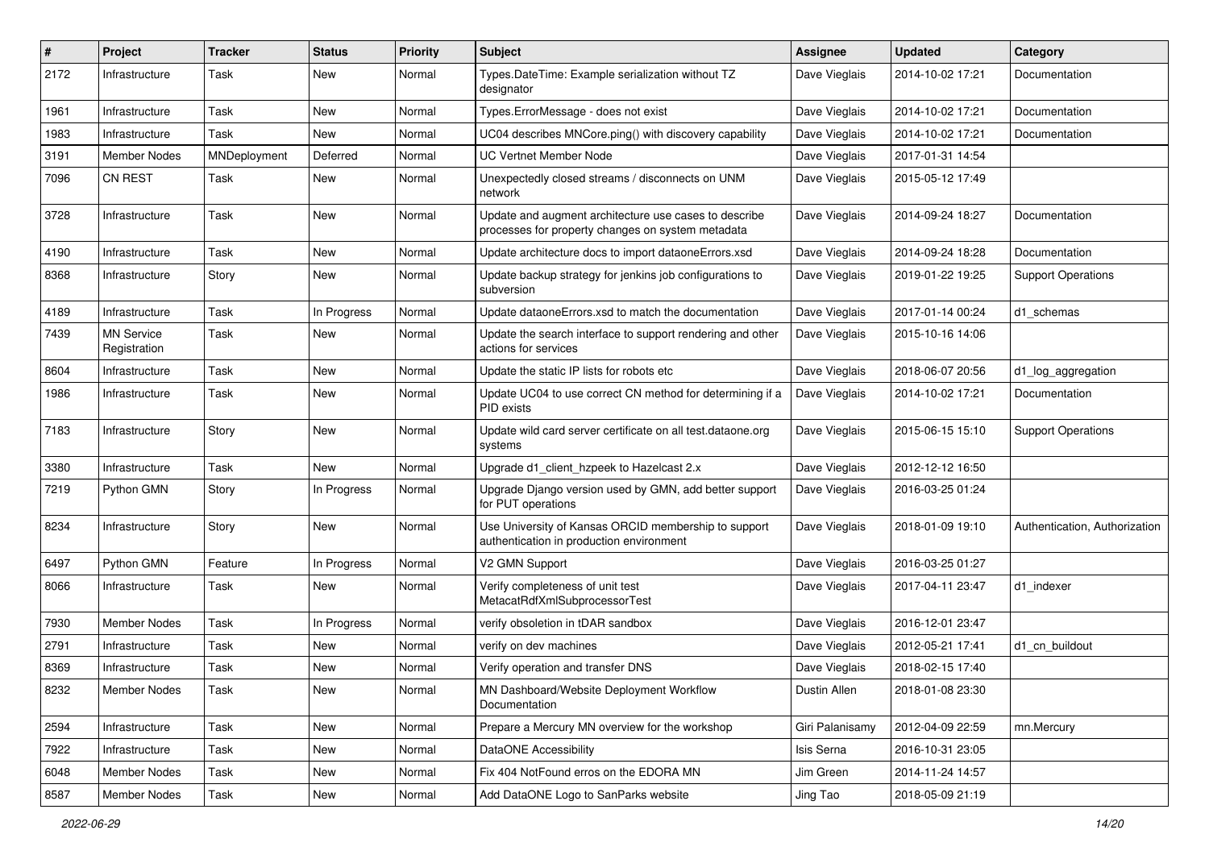| # | Project | Tracker | Status | Priority | Subject | Assignee | Updated | Category |
|---|---|---|---|---|---|---|---|---|
| 2172 | Infrastructure | Task | New | Normal | Types.DateTime: Example serialization without TZ designator | Dave Vieglais | 2014-10-02 17:21 | Documentation |
| 1961 | Infrastructure | Task | New | Normal | Types.ErrorMessage - does not exist | Dave Vieglais | 2014-10-02 17:21 | Documentation |
| 1983 | Infrastructure | Task | New | Normal | UC04 describes MNCore.ping() with discovery capability | Dave Vieglais | 2014-10-02 17:21 | Documentation |
| 3191 | Member Nodes | MNDeployment | Deferred | Normal | UC Vertnet Member Node | Dave Vieglais | 2017-01-31 14:54 | |
| 7096 | CN REST | Task | New | Normal | Unexpectedly closed streams / disconnects on UNM network | Dave Vieglais | 2015-05-12 17:49 | |
| 3728 | Infrastructure | Task | New | Normal | Update and augment architecture use cases to describe processes for property changes on system metadata | Dave Vieglais | 2014-09-24 18:27 | Documentation |
| 4190 | Infrastructure | Task | New | Normal | Update architecture docs to import dataoneErrors.xsd | Dave Vieglais | 2014-09-24 18:28 | Documentation |
| 8368 | Infrastructure | Story | New | Normal | Update backup strategy for jenkins job configurations to subversion | Dave Vieglais | 2019-01-22 19:25 | Support Operations |
| 4189 | Infrastructure | Task | In Progress | Normal | Update dataoneErrors.xsd to match the documentation | Dave Vieglais | 2017-01-14 00:24 | d1_schemas |
| 7439 | MN Service Registration | Task | New | Normal | Update the search interface to support rendering and other actions for services | Dave Vieglais | 2015-10-16 14:06 | |
| 8604 | Infrastructure | Task | New | Normal | Update the static IP lists for robots etc | Dave Vieglais | 2018-06-07 20:56 | d1_log_aggregation |
| 1986 | Infrastructure | Task | New | Normal | Update UC04 to use correct CN method for determining if a PID exists | Dave Vieglais | 2014-10-02 17:21 | Documentation |
| 7183 | Infrastructure | Story | New | Normal | Update wild card server certificate on all test.dataone.org systems | Dave Vieglais | 2015-06-15 15:10 | Support Operations |
| 3380 | Infrastructure | Task | New | Normal | Upgrade d1_client_hzpeek to Hazelcast 2.x | Dave Vieglais | 2012-12-12 16:50 | |
| 7219 | Python GMN | Story | In Progress | Normal | Upgrade Django version used by GMN, add better support for PUT operations | Dave Vieglais | 2016-03-25 01:24 | |
| 8234 | Infrastructure | Story | New | Normal | Use University of Kansas ORCID membership to support authentication in production environment | Dave Vieglais | 2018-01-09 19:10 | Authentication, Authorization |
| 6497 | Python GMN | Feature | In Progress | Normal | V2 GMN Support | Dave Vieglais | 2016-03-25 01:27 | |
| 8066 | Infrastructure | Task | New | Normal | Verify completeness of unit test MetacatRdfXmlSubprocessorTest | Dave Vieglais | 2017-04-11 23:47 | d1_indexer |
| 7930 | Member Nodes | Task | In Progress | Normal | verify obsoletion in tDAR sandbox | Dave Vieglais | 2016-12-01 23:47 | |
| 2791 | Infrastructure | Task | New | Normal | verify on dev machines | Dave Vieglais | 2012-05-21 17:41 | d1_cn_buildout |
| 8369 | Infrastructure | Task | New | Normal | Verify operation and transfer DNS | Dave Vieglais | 2018-02-15 17:40 | |
| 8232 | Member Nodes | Task | New | Normal | MN Dashboard/Website Deployment Workflow Documentation | Dustin Allen | 2018-01-08 23:30 | |
| 2594 | Infrastructure | Task | New | Normal | Prepare a Mercury MN overview for the workshop | Giri Palanisamy | 2012-04-09 22:59 | mn.Mercury |
| 7922 | Infrastructure | Task | New | Normal | DataONE Accessibility | Isis Serna | 2016-10-31 23:05 | |
| 6048 | Member Nodes | Task | New | Normal | Fix 404 NotFound erros on the EDORA MN | Jim Green | 2014-11-24 14:57 | |
| 8587 | Member Nodes | Task | New | Normal | Add DataONE Logo to SanParks website | Jing Tao | 2018-05-09 21:19 | |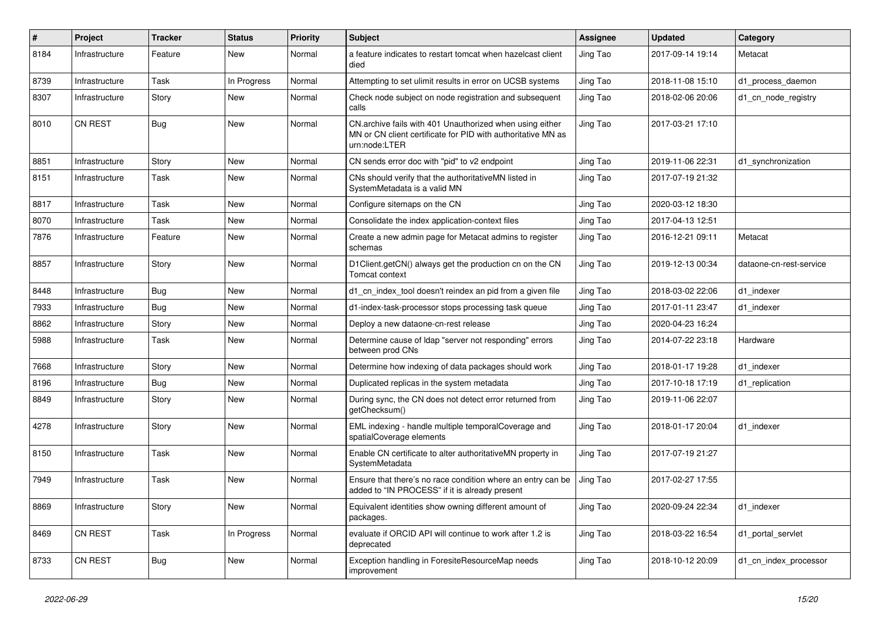| # | Project | Tracker | Status | Priority | Subject | Assignee | Updated | Category |
|---|---|---|---|---|---|---|---|---|
| 8184 | Infrastructure | Feature | New | Normal | a feature indicates to restart tomcat when hazelcast client died | Jing Tao | 2017-09-14 19:14 | Metacat |
| 8739 | Infrastructure | Task | In Progress | Normal | Attempting to set ulimit results in error on UCSB systems | Jing Tao | 2018-11-08 15:10 | d1_process_daemon |
| 8307 | Infrastructure | Story | New | Normal | Check node subject on node registration and subsequent calls | Jing Tao | 2018-02-06 20:06 | d1_cn_node_registry |
| 8010 | CN REST | Bug | New | Normal | CN.archive fails with 401 Unauthorized when using either MN or CN client certificate for PID with authoritative MN as urn:node:LTER | Jing Tao | 2017-03-21 17:10 | |
| 8851 | Infrastructure | Story | New | Normal | CN sends error doc with "pid" to v2 endpoint | Jing Tao | 2019-11-06 22:31 | d1_synchronization |
| 8151 | Infrastructure | Task | New | Normal | CNs should verify that the authoritativeMN listed in SystemMetadata is a valid MN | Jing Tao | 2017-07-19 21:32 | |
| 8817 | Infrastructure | Task | New | Normal | Configure sitemaps on the CN | Jing Tao | 2020-03-12 18:30 | |
| 8070 | Infrastructure | Task | New | Normal | Consolidate the index application-context files | Jing Tao | 2017-04-13 12:51 | |
| 7876 | Infrastructure | Feature | New | Normal | Create a new admin page for Metacat admins to register schemas | Jing Tao | 2016-12-21 09:11 | Metacat |
| 8857 | Infrastructure | Story | New | Normal | D1Client.getCN() always get the production cn on the CN Tomcat context | Jing Tao | 2019-12-13 00:34 | dataone-cn-rest-service |
| 8448 | Infrastructure | Bug | New | Normal | d1_cn_index_tool doesn't reindex an pid from a given file | Jing Tao | 2018-03-02 22:06 | d1_indexer |
| 7933 | Infrastructure | Bug | New | Normal | d1-index-task-processor stops processing task queue | Jing Tao | 2017-01-11 23:47 | d1_indexer |
| 8862 | Infrastructure | Story | New | Normal | Deploy a new dataone-cn-rest release | Jing Tao | 2020-04-23 16:24 | |
| 5988 | Infrastructure | Task | New | Normal | Determine cause of ldap "server not responding" errors between prod CNs | Jing Tao | 2014-07-22 23:18 | Hardware |
| 7668 | Infrastructure | Story | New | Normal | Determine how indexing of data packages should work | Jing Tao | 2018-01-17 19:28 | d1_indexer |
| 8196 | Infrastructure | Bug | New | Normal | Duplicated replicas in the system metadata | Jing Tao | 2017-10-18 17:19 | d1_replication |
| 8849 | Infrastructure | Story | New | Normal | During sync, the CN does not detect error returned from getChecksum() | Jing Tao | 2019-11-06 22:07 | |
| 4278 | Infrastructure | Story | New | Normal | EML indexing - handle multiple temporalCoverage and spatialCoverage elements | Jing Tao | 2018-01-17 20:04 | d1_indexer |
| 8150 | Infrastructure | Task | New | Normal | Enable CN certificate to alter authoritativeMN property in SystemMetadata | Jing Tao | 2017-07-19 21:27 | |
| 7949 | Infrastructure | Task | New | Normal | Ensure that there's no race condition where an entry can be added to "IN PROCESS" if it is already present | Jing Tao | 2017-02-27 17:55 | |
| 8869 | Infrastructure | Story | New | Normal | Equivalent identities show owning different amount of packages. | Jing Tao | 2020-09-24 22:34 | d1_indexer |
| 8469 | CN REST | Task | In Progress | Normal | evaluate if ORCID API will continue to work after 1.2 is deprecated | Jing Tao | 2018-03-22 16:54 | d1_portal_servlet |
| 8733 | CN REST | Bug | New | Normal | Exception handling in ForesiteResourceMap needs improvement | Jing Tao | 2018-10-12 20:09 | d1_cn_index_processor |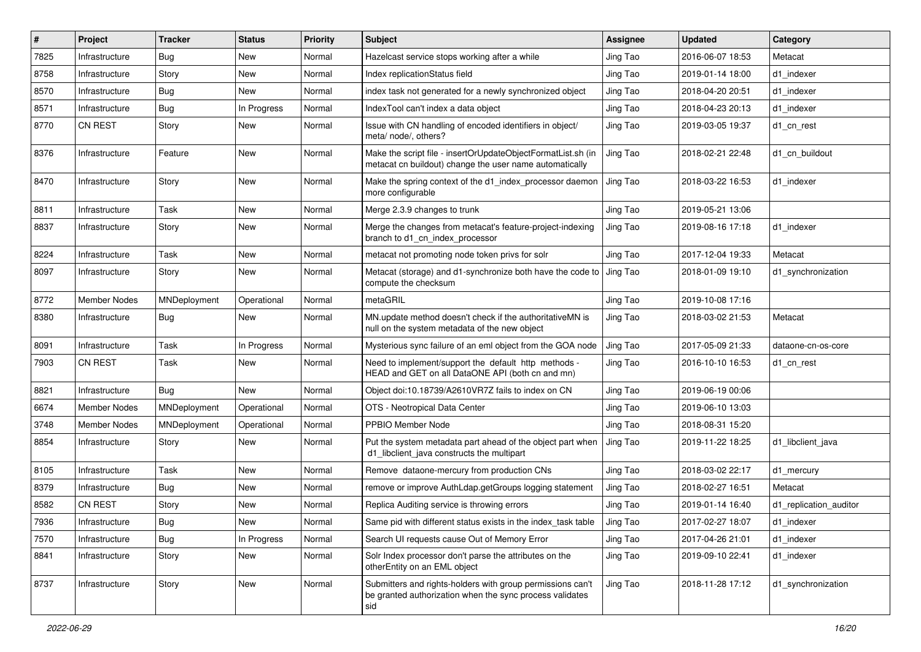| # | Project | Tracker | Status | Priority | Subject | Assignee | Updated | Category |
|---|---|---|---|---|---|---|---|---|
| 7825 | Infrastructure | Bug | New | Normal | Hazelcast service stops working after a while | Jing Tao | 2016-06-07 18:53 | Metacat |
| 8758 | Infrastructure | Story | New | Normal | Index replicationStatus field | Jing Tao | 2019-01-14 18:00 | d1_indexer |
| 8570 | Infrastructure | Bug | New | Normal | index task not generated for a newly synchronized object | Jing Tao | 2018-04-20 20:51 | d1_indexer |
| 8571 | Infrastructure | Bug | In Progress | Normal | IndexTool can't index a data object | Jing Tao | 2018-04-23 20:13 | d1_indexer |
| 8770 | CN REST | Story | New | Normal | Issue with CN handling of encoded identifiers in object/ meta/ node/, others? | Jing Tao | 2019-03-05 19:37 | d1_cn_rest |
| 8376 | Infrastructure | Feature | New | Normal | Make the script file - insertOrUpdateObjectFormatList.sh (in metacat cn buildout) change the user name automatically | Jing Tao | 2018-02-21 22:48 | d1_cn_buildout |
| 8470 | Infrastructure | Story | New | Normal | Make the spring context of the d1_index_processor daemon more configurable | Jing Tao | 2018-03-22 16:53 | d1_indexer |
| 8811 | Infrastructure | Task | New | Normal | Merge 2.3.9 changes to trunk | Jing Tao | 2019-05-21 13:06 | |
| 8837 | Infrastructure | Story | New | Normal | Merge the changes from metacat's feature-project-indexing branch to d1_cn_index_processor | Jing Tao | 2019-08-16 17:18 | d1_indexer |
| 8224 | Infrastructure | Task | New | Normal | metacat not promoting node token privs for solr | Jing Tao | 2017-12-04 19:33 | Metacat |
| 8097 | Infrastructure | Story | New | Normal | Metacat (storage) and d1-synchronize both have the code to compute the checksum | Jing Tao | 2018-01-09 19:10 | d1_synchronization |
| 8772 | Member Nodes | MNDeployment | Operational | Normal | metaGRIL | Jing Tao | 2019-10-08 17:16 | |
| 8380 | Infrastructure | Bug | New | Normal | MN.update method doesn't check if the authoritativeMN is null on the system metadata of the new object | Jing Tao | 2018-03-02 21:53 | Metacat |
| 8091 | Infrastructure | Task | In Progress | Normal | Mysterious sync failure of an eml object from the GOA node | Jing Tao | 2017-05-09 21:33 | dataone-cn-os-core |
| 7903 | CN REST | Task | New | Normal | Need to implement/support the default http methods - HEAD and GET on all DataONE API (both cn and mn) | Jing Tao | 2016-10-10 16:53 | d1_cn_rest |
| 8821 | Infrastructure | Bug | New | Normal | Object doi:10.18739/A2610VR7Z fails to index on CN | Jing Tao | 2019-06-19 00:06 | |
| 6674 | Member Nodes | MNDeployment | Operational | Normal | OTS - Neotropical Data Center | Jing Tao | 2019-06-10 13:03 | |
| 3748 | Member Nodes | MNDeployment | Operational | Normal | PPBIO Member Node | Jing Tao | 2018-08-31 15:20 | |
| 8854 | Infrastructure | Story | New | Normal | Put the system metadata part ahead of the object part when d1_libclient_java constructs the multipart | Jing Tao | 2019-11-22 18:25 | d1_libclient_java |
| 8105 | Infrastructure | Task | New | Normal | Remove dataone-mercury from production CNs | Jing Tao | 2018-03-02 22:17 | d1_mercury |
| 8379 | Infrastructure | Bug | New | Normal | remove or improve AuthLdap.getGroups logging statement | Jing Tao | 2018-02-27 16:51 | Metacat |
| 8582 | CN REST | Story | New | Normal | Replica Auditing service is throwing errors | Jing Tao | 2019-01-14 16:40 | d1_replication_auditor |
| 7936 | Infrastructure | Bug | New | Normal | Same pid with different status exists in the index_task table | Jing Tao | 2017-02-27 18:07 | d1_indexer |
| 7570 | Infrastructure | Bug | In Progress | Normal | Search UI requests cause Out of Memory Error | Jing Tao | 2017-04-26 21:01 | d1_indexer |
| 8841 | Infrastructure | Story | New | Normal | Solr Index processor don't parse the attributes on the otherEntity on an EML object | Jing Tao | 2019-09-10 22:41 | d1_indexer |
| 8737 | Infrastructure | Story | New | Normal | Submitters and rights-holders with group permissions can't be granted authorization when the sync process validates sid | Jing Tao | 2018-11-28 17:12 | d1_synchronization |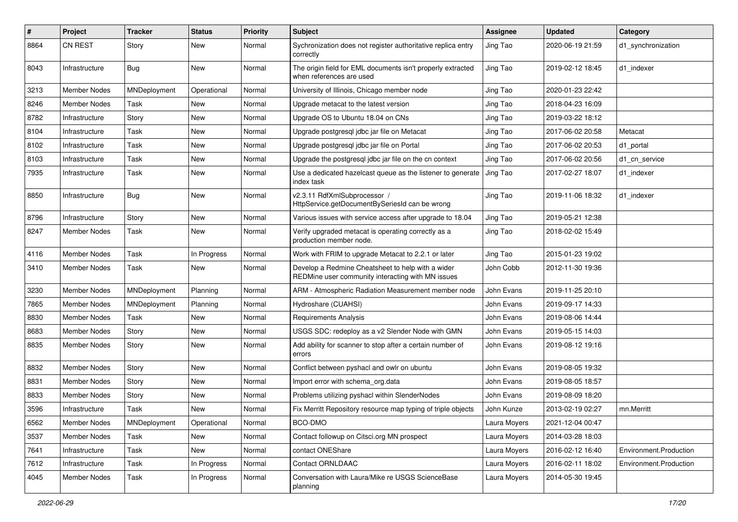| # | Project | Tracker | Status | Priority | Subject | Assignee | Updated | Category |
|---|---|---|---|---|---|---|---|---|
| 8864 | CN REST | Story | New | Normal | Sychronization does not register authoritative replica entry correctly | Jing Tao | 2020-06-19 21:59 | d1_synchronization |
| 8043 | Infrastructure | Bug | New | Normal | The origin field for EML documents isn't properly extracted when references are used | Jing Tao | 2019-02-12 18:45 | d1_indexer |
| 3213 | Member Nodes | MNDeployment | Operational | Normal | University of Illinois, Chicago member node | Jing Tao | 2020-01-23 22:42 | |
| 8246 | Member Nodes | Task | New | Normal | Upgrade metacat to the latest version | Jing Tao | 2018-04-23 16:09 | |
| 8782 | Infrastructure | Story | New | Normal | Upgrade OS to Ubuntu 18.04 on CNs | Jing Tao | 2019-03-22 18:12 | |
| 8104 | Infrastructure | Task | New | Normal | Upgrade postgresql jdbc jar file on Metacat | Jing Tao | 2017-06-02 20:58 | Metacat |
| 8102 | Infrastructure | Task | New | Normal | Upgrade postgresql jdbc jar file on Portal | Jing Tao | 2017-06-02 20:53 | d1_portal |
| 8103 | Infrastructure | Task | New | Normal | Upgrade the postgresql jdbc jar file on the cn context | Jing Tao | 2017-06-02 20:56 | d1_cn_service |
| 7935 | Infrastructure | Task | New | Normal | Use a dedicated hazelcast queue as the listener to generate index task | Jing Tao | 2017-02-27 18:07 | d1_indexer |
| 8850 | Infrastructure | Bug | New | Normal | v2.3.11 RdfXmlSubprocessor / HttpService.getDocumentBySeriesId can be wrong | Jing Tao | 2019-11-06 18:32 | d1_indexer |
| 8796 | Infrastructure | Story | New | Normal | Various issues with service access after upgrade to 18.04 | Jing Tao | 2019-05-21 12:38 | |
| 8247 | Member Nodes | Task | New | Normal | Verify upgraded metacat is operating correctly as a production member node. | Jing Tao | 2018-02-02 15:49 | |
| 4116 | Member Nodes | Task | In Progress | Normal | Work with FRIM to upgrade Metacat to 2.2.1 or later | Jing Tao | 2015-01-23 19:02 | |
| 3410 | Member Nodes | Task | New | Normal | Develop a Redmine Cheatsheet to help with a wider REDMine user community interacting with MN issues | John Cobb | 2012-11-30 19:36 | |
| 3230 | Member Nodes | MNDeployment | Planning | Normal | ARM - Atmospheric Radiation Measurement member node | John Evans | 2019-11-25 20:10 | |
| 7865 | Member Nodes | MNDeployment | Planning | Normal | Hydroshare (CUAHSI) | John Evans | 2019-09-17 14:33 | |
| 8830 | Member Nodes | Task | New | Normal | Requirements Analysis | John Evans | 2019-08-06 14:44 | |
| 8683 | Member Nodes | Story | New | Normal | USGS SDC: redeploy as a v2 Slender Node with GMN | John Evans | 2019-05-15 14:03 | |
| 8835 | Member Nodes | Story | New | Normal | Add ability for scanner to stop after a certain number of errors | John Evans | 2019-08-12 19:16 | |
| 8832 | Member Nodes | Story | New | Normal | Conflict between pyshacl and owlr on ubuntu | John Evans | 2019-08-05 19:32 | |
| 8831 | Member Nodes | Story | New | Normal | Import error with schema_org.data | John Evans | 2019-08-05 18:57 | |
| 8833 | Member Nodes | Story | New | Normal | Problems utilizing pyshacl within SlenderNodes | John Evans | 2019-08-09 18:20 | |
| 3596 | Infrastructure | Task | New | Normal | Fix Merritt Repository resource map typing of triple objects | John Kunze | 2013-02-19 02:27 | mn.Merritt |
| 6562 | Member Nodes | MNDeployment | Operational | Normal | BCO-DMO | Laura Moyers | 2021-12-04 00:47 | |
| 3537 | Member Nodes | Task | New | Normal | Contact followup on Citsci.org MN prospect | Laura Moyers | 2014-03-28 18:03 | |
| 7641 | Infrastructure | Task | New | Normal | contact ONEShare | Laura Moyers | 2016-02-12 16:40 | Environment.Production |
| 7612 | Infrastructure | Task | In Progress | Normal | Contact ORNLDAAC | Laura Moyers | 2016-02-11 18:02 | Environment.Production |
| 4045 | Member Nodes | Task | In Progress | Normal | Conversation with Laura/Mike re USGS ScienceBase planning | Laura Moyers | 2014-05-30 19:45 | |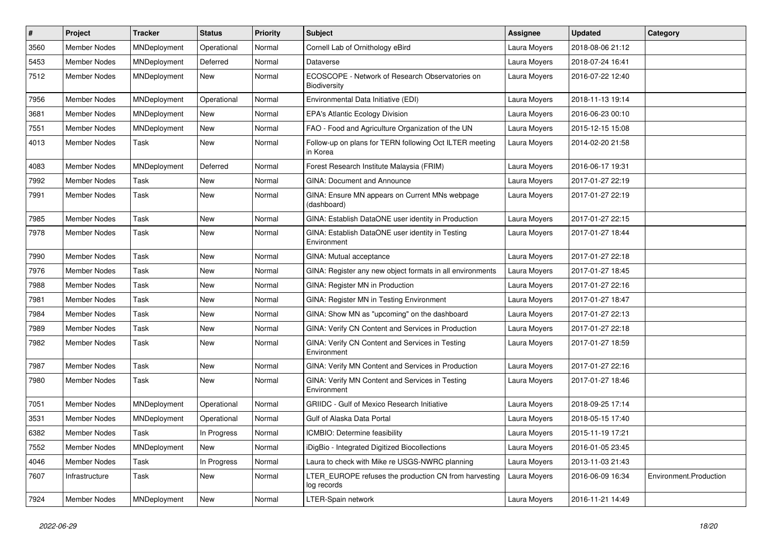| # | Project | Tracker | Status | Priority | Subject | Assignee | Updated | Category |
|---|---|---|---|---|---|---|---|---|
| 3560 | Member Nodes | MNDeployment | Operational | Normal | Cornell Lab of Ornithology eBird | Laura Moyers | 2018-08-06 21:12 | |
| 5453 | Member Nodes | MNDeployment | Deferred | Normal | Dataverse | Laura Moyers | 2018-07-24 16:41 | |
| 7512 | Member Nodes | MNDeployment | New | Normal | ECOSCOPE - Network of Research Observatories on Biodiversity | Laura Moyers | 2016-07-22 12:40 | |
| 7956 | Member Nodes | MNDeployment | Operational | Normal | Environmental Data Initiative (EDI) | Laura Moyers | 2018-11-13 19:14 | |
| 3681 | Member Nodes | MNDeployment | New | Normal | EPA's Atlantic Ecology Division | Laura Moyers | 2016-06-23 00:10 | |
| 7551 | Member Nodes | MNDeployment | New | Normal | FAO - Food and Agriculture Organization of the UN | Laura Moyers | 2015-12-15 15:08 | |
| 4013 | Member Nodes | Task | New | Normal | Follow-up on plans for TERN following Oct ILTER meeting in Korea | Laura Moyers | 2014-02-20 21:58 | |
| 4083 | Member Nodes | MNDeployment | Deferred | Normal | Forest Research Institute Malaysia (FRIM) | Laura Moyers | 2016-06-17 19:31 | |
| 7992 | Member Nodes | Task | New | Normal | GINA: Document and Announce | Laura Moyers | 2017-01-27 22:19 | |
| 7991 | Member Nodes | Task | New | Normal | GINA: Ensure MN appears on Current MNs webpage (dashboard) | Laura Moyers | 2017-01-27 22:19 | |
| 7985 | Member Nodes | Task | New | Normal | GINA: Establish DataONE user identity in Production | Laura Moyers | 2017-01-27 22:15 | |
| 7978 | Member Nodes | Task | New | Normal | GINA: Establish DataONE user identity in Testing Environment | Laura Moyers | 2017-01-27 18:44 | |
| 7990 | Member Nodes | Task | New | Normal | GINA: Mutual acceptance | Laura Moyers | 2017-01-27 22:18 | |
| 7976 | Member Nodes | Task | New | Normal | GINA: Register any new object formats in all environments | Laura Moyers | 2017-01-27 18:45 | |
| 7988 | Member Nodes | Task | New | Normal | GINA: Register MN in Production | Laura Moyers | 2017-01-27 22:16 | |
| 7981 | Member Nodes | Task | New | Normal | GINA: Register MN in Testing Environment | Laura Moyers | 2017-01-27 18:47 | |
| 7984 | Member Nodes | Task | New | Normal | GINA: Show MN as "upcoming" on the dashboard | Laura Moyers | 2017-01-27 22:13 | |
| 7989 | Member Nodes | Task | New | Normal | GINA: Verify CN Content and Services in Production | Laura Moyers | 2017-01-27 22:18 | |
| 7982 | Member Nodes | Task | New | Normal | GINA: Verify CN Content and Services in Testing Environment | Laura Moyers | 2017-01-27 18:59 | |
| 7987 | Member Nodes | Task | New | Normal | GINA: Verify MN Content and Services in Production | Laura Moyers | 2017-01-27 22:16 | |
| 7980 | Member Nodes | Task | New | Normal | GINA: Verify MN Content and Services in Testing Environment | Laura Moyers | 2017-01-27 18:46 | |
| 7051 | Member Nodes | MNDeployment | Operational | Normal | GRIIDC - Gulf of Mexico Research Initiative | Laura Moyers | 2018-09-25 17:14 | |
| 3531 | Member Nodes | MNDeployment | Operational | Normal | Gulf of Alaska Data Portal | Laura Moyers | 2018-05-15 17:40 | |
| 6382 | Member Nodes | Task | In Progress | Normal | ICMBIO: Determine feasibility | Laura Moyers | 2015-11-19 17:21 | |
| 7552 | Member Nodes | MNDeployment | New | Normal | iDigBio - Integrated Digitized Biocollections | Laura Moyers | 2016-01-05 23:45 | |
| 4046 | Member Nodes | Task | In Progress | Normal | Laura to check with Mike re USGS-NWRC planning | Laura Moyers | 2013-11-03 21:43 | |
| 7607 | Infrastructure | Task | New | Normal | LTER_EUROPE refuses the production CN from harvesting log records | Laura Moyers | 2016-06-09 16:34 | Environment.Production |
| 7924 | Member Nodes | MNDeployment | New | Normal | LTER-Spain network | Laura Moyers | 2016-11-21 14:49 | |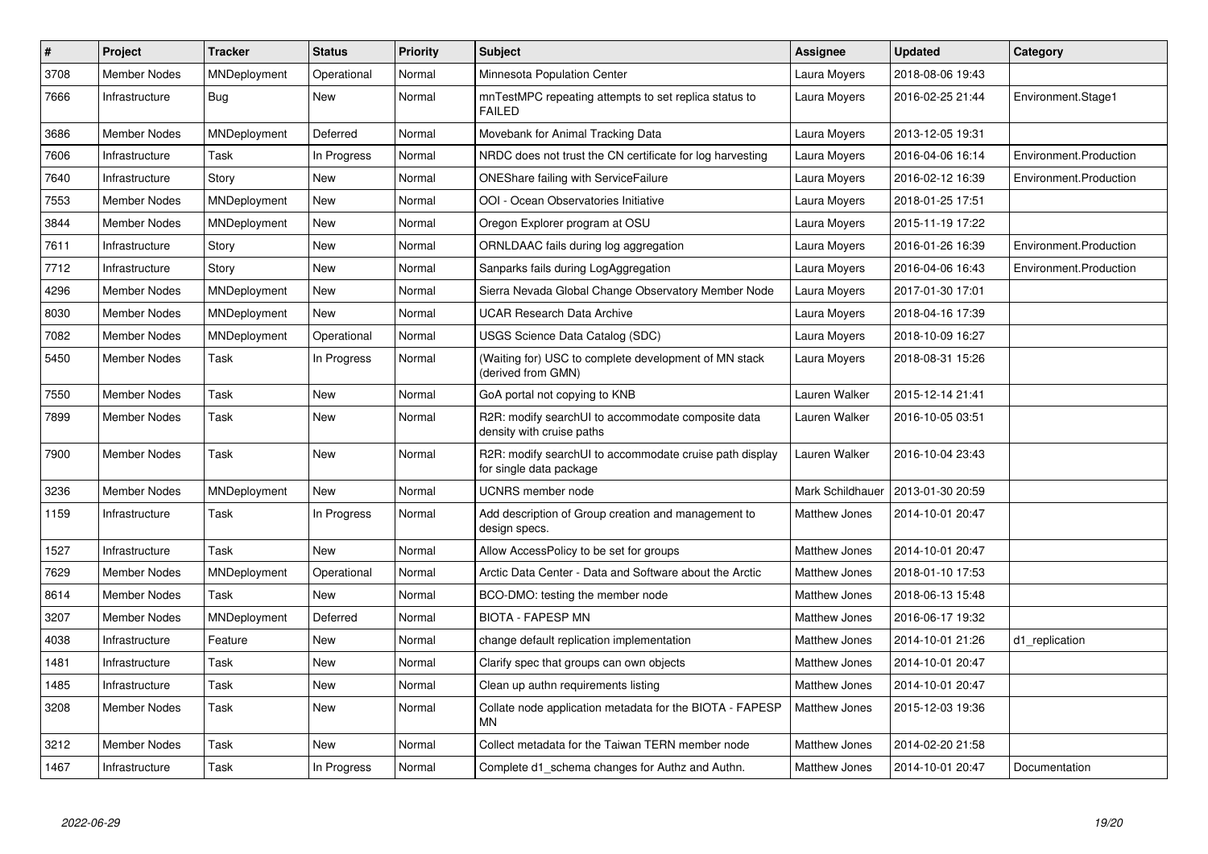| # | Project | Tracker | Status | Priority | Subject | Assignee | Updated | Category |
|---|---|---|---|---|---|---|---|---|
| 3708 | Member Nodes | MNDeployment | Operational | Normal | Minnesota Population Center | Laura Moyers | 2018-08-06 19:43 | |
| 7666 | Infrastructure | Bug | New | Normal | mnTestMPC repeating attempts to set replica status to FAILED | Laura Moyers | 2016-02-25 21:44 | Environment.Stage1 |
| 3686 | Member Nodes | MNDeployment | Deferred | Normal | Movebank for Animal Tracking Data | Laura Moyers | 2013-12-05 19:31 | |
| 7606 | Infrastructure | Task | In Progress | Normal | NRDC does not trust the CN certificate for log harvesting | Laura Moyers | 2016-04-06 16:14 | Environment.Production |
| 7640 | Infrastructure | Story | New | Normal | ONEShare failing with ServiceFailure | Laura Moyers | 2016-02-12 16:39 | Environment.Production |
| 7553 | Member Nodes | MNDeployment | New | Normal | OOI - Ocean Observatories Initiative | Laura Moyers | 2018-01-25 17:51 | |
| 3844 | Member Nodes | MNDeployment | New | Normal | Oregon Explorer program at OSU | Laura Moyers | 2015-11-19 17:22 | |
| 7611 | Infrastructure | Story | New | Normal | ORNLDAAC fails during log aggregation | Laura Moyers | 2016-01-26 16:39 | Environment.Production |
| 7712 | Infrastructure | Story | New | Normal | Sanparks fails during LogAggregation | Laura Moyers | 2016-04-06 16:43 | Environment.Production |
| 4296 | Member Nodes | MNDeployment | New | Normal | Sierra Nevada Global Change Observatory Member Node | Laura Moyers | 2017-01-30 17:01 | |
| 8030 | Member Nodes | MNDeployment | New | Normal | UCAR Research Data Archive | Laura Moyers | 2018-04-16 17:39 | |
| 7082 | Member Nodes | MNDeployment | Operational | Normal | USGS Science Data Catalog (SDC) | Laura Moyers | 2018-10-09 16:27 | |
| 5450 | Member Nodes | Task | In Progress | Normal | (Waiting for) USC to complete development of MN stack (derived from GMN) | Laura Moyers | 2018-08-31 15:26 | |
| 7550 | Member Nodes | Task | New | Normal | GoA portal not copying to KNB | Lauren Walker | 2015-12-14 21:41 | |
| 7899 | Member Nodes | Task | New | Normal | R2R: modify searchUI to accommodate composite data density with cruise paths | Lauren Walker | 2016-10-05 03:51 | |
| 7900 | Member Nodes | Task | New | Normal | R2R: modify searchUI to accommodate cruise path display for single data package | Lauren Walker | 2016-10-04 23:43 | |
| 3236 | Member Nodes | MNDeployment | New | Normal | UCNRS member node | Mark Schildhauer | 2013-01-30 20:59 | |
| 1159 | Infrastructure | Task | In Progress | Normal | Add description of Group creation and management to design specs. | Matthew Jones | 2014-10-01 20:47 | |
| 1527 | Infrastructure | Task | New | Normal | Allow AccessPolicy to be set for groups | Matthew Jones | 2014-10-01 20:47 | |
| 7629 | Member Nodes | MNDeployment | Operational | Normal | Arctic Data Center - Data and Software about the Arctic | Matthew Jones | 2018-01-10 17:53 | |
| 8614 | Member Nodes | Task | New | Normal | BCO-DMO: testing the member node | Matthew Jones | 2018-06-13 15:48 | |
| 3207 | Member Nodes | MNDeployment | Deferred | Normal | BIOTA - FAPESP MN | Matthew Jones | 2016-06-17 19:32 | |
| 4038 | Infrastructure | Feature | New | Normal | change default replication implementation | Matthew Jones | 2014-10-01 21:26 | d1_replication |
| 1481 | Infrastructure | Task | New | Normal | Clarify spec that groups can own objects | Matthew Jones | 2014-10-01 20:47 | |
| 1485 | Infrastructure | Task | New | Normal | Clean up authn requirements listing | Matthew Jones | 2014-10-01 20:47 | |
| 3208 | Member Nodes | Task | New | Normal | Collate node application metadata for the BIOTA - FAPESP MN | Matthew Jones | 2015-12-03 19:36 | |
| 3212 | Member Nodes | Task | New | Normal | Collect metadata for the Taiwan TERN member node | Matthew Jones | 2014-02-20 21:58 | |
| 1467 | Infrastructure | Task | In Progress | Normal | Complete d1_schema changes for Authz and Authn. | Matthew Jones | 2014-10-01 20:47 | Documentation |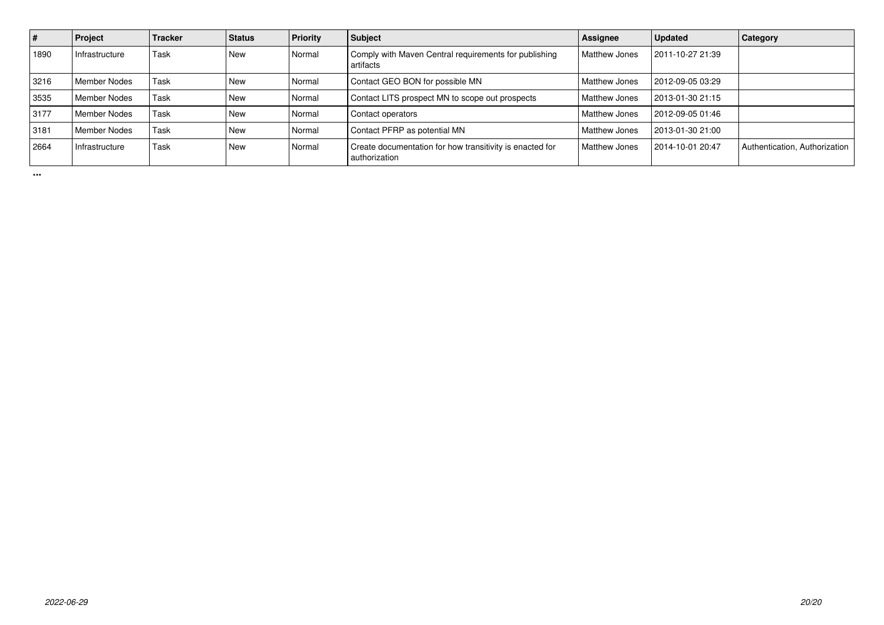| # | Project | Tracker | Status | Priority | Subject | Assignee | Updated | Category |
|---|---|---|---|---|---|---|---|---|
| 1890 | Infrastructure | Task | New | Normal | Comply with Maven Central requirements for publishing artifacts | Matthew Jones | 2011-10-27 21:39 | |
| 3216 | Member Nodes | Task | New | Normal | Contact GEO BON for possible MN | Matthew Jones | 2012-09-05 03:29 | |
| 3535 | Member Nodes | Task | New | Normal | Contact LITS prospect MN to scope out prospects | Matthew Jones | 2013-01-30 21:15 | |
| 3177 | Member Nodes | Task | New | Normal | Contact operators | Matthew Jones | 2012-09-05 01:46 | |
| 3181 | Member Nodes | Task | New | Normal | Contact PFRP as potential MN | Matthew Jones | 2013-01-30 21:00 | |
| 2664 | Infrastructure | Task | New | Normal | Create documentation for how transitivity is enacted for authorization | Matthew Jones | 2014-10-01 20:47 | Authentication, Authorization |

...